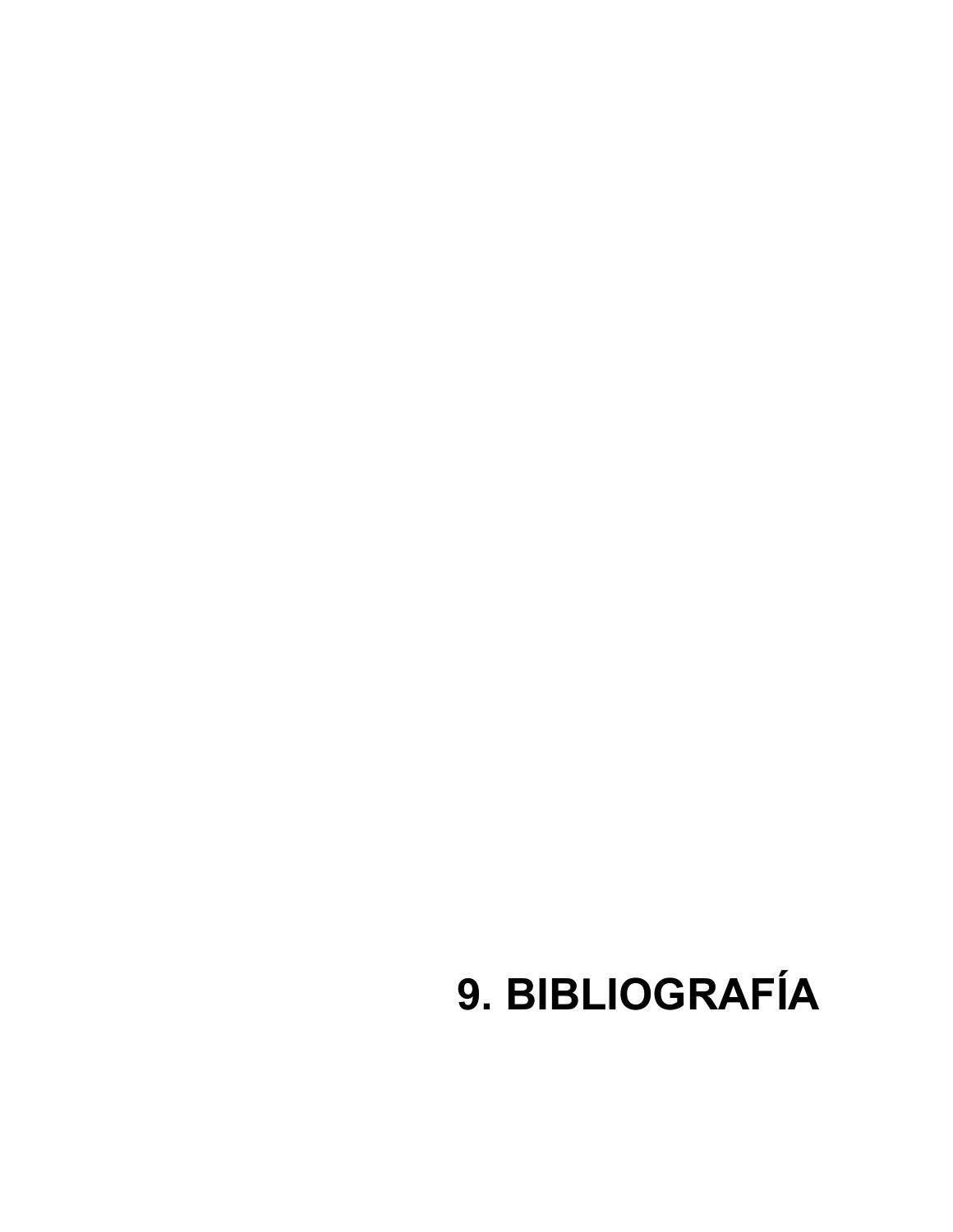# 9. BIBLIOGRAFÍA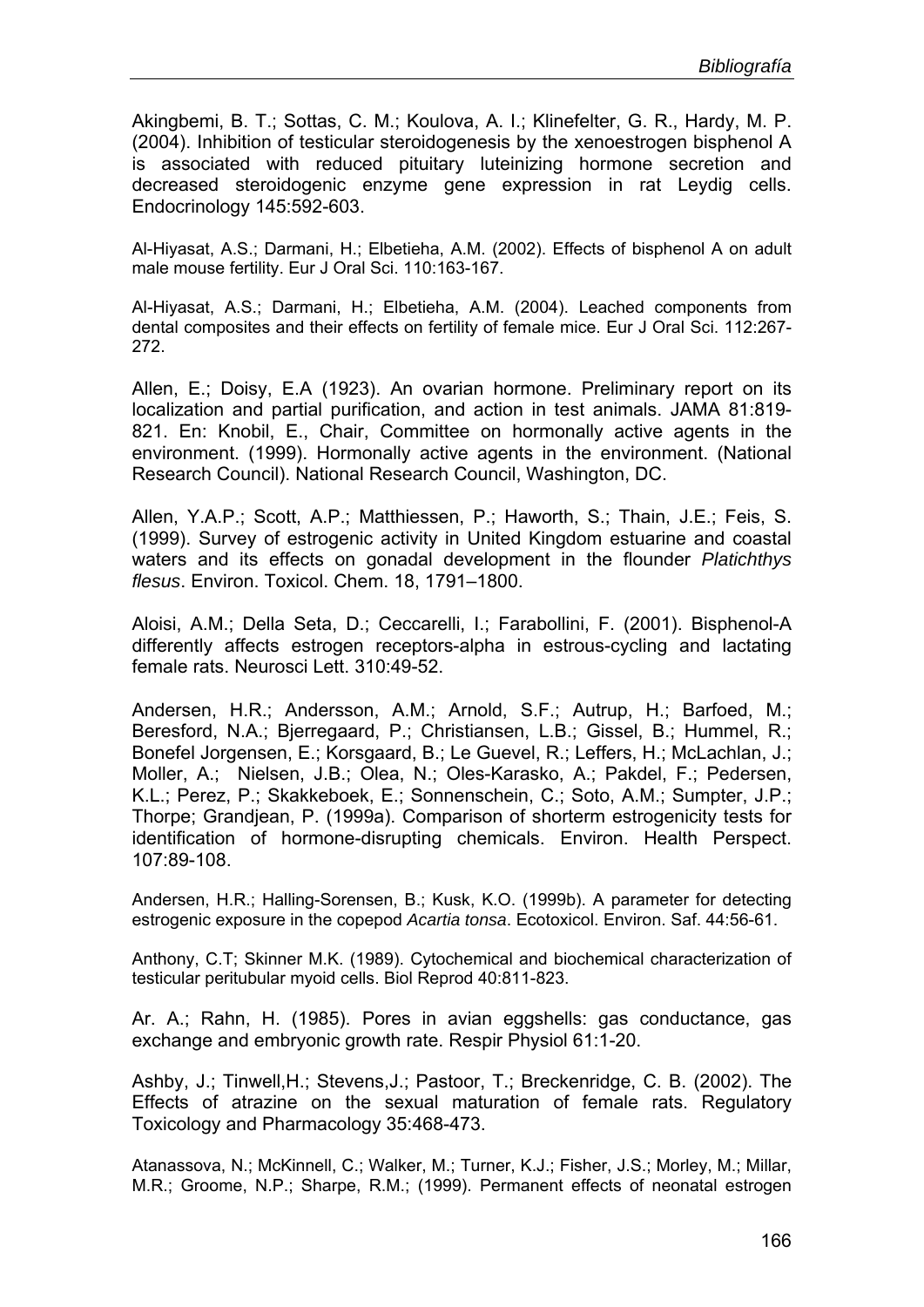Akingbemi, B. T.; Sottas, C. M.; Koulova, A. I.; Klinefelter, G. R., Hardy, M. P. (2004). Inhibition of testicular steroidogenesis by the xenoestrogen bisphenol A is associated with reduced pituitary luteinizing hormone secretion and decreased steroidogenic enzyme gene expression in rat Leydig cells. Endocrinology 145:592-603.

Al-Hiyasat, A.S.; Darmani, H.; Elbetieha, A.M. (2002). Effects of bisphenol A on adult male mouse fertility. Eur J Oral Sci. 110:163-167.

Al-Hiyasat, A.S.; Darmani, H.; Elbetieha, A.M. (2004). Leached components from dental composites and their effects on fertility of female mice. Eur J Oral Sci. 112:267-272.

Allen, E.; Doisy, E.A (1923). An ovarian hormone. Preliminary report on its localization and partial purification, and action in test animals. JAMA 81:819-821. En: Knobil, E., Chair, Committee on hormonally active agents in the environment. (1999). Hormonally active agents in the environment. (National Research Council). National Research Council, Washington, DC.

Allen, Y.A.P.; Scott, A.P.; Matthiessen, P.; Haworth, S.; Thain, J.E.; Feis, S. (1999). Survey of estrogenic activity in United Kingdom estuarine and coastal waters and its effects on gonadal development in the flounder *Platichthys flesus*. Environ. Toxicol. Chem. 18, 1791–1800.

Aloisi, A.M.; Della Seta, D.; Ceccarelli, I.; Farabollini, F. (2001). Bisphenol-A differently affects estrogen receptors-alpha in estrous-cycling and lactating female rats. Neurosci Lett. 310:49-52.

Andersen, H.R.; Andersson, A.M.; Arnold, S.F.; Autrup, H.; Barfoed, M.; Beresford, N.A.; Bjerregaard, P.; Christiansen, L.B.; Gissel, B.; Hummel, R.; Bonefel Jorgensen, E.; Korsgaard, B.; Le Guevel, R.; Leffers, H.; McLachlan, J.; Moller, A.; Nielsen, J.B.; Olea, N.; Oles-Karasko, A.; Pakdel, F.; Pedersen, K.L.; Perez, P.; Skakkeboek, E.; Sonnenschein, C.; Soto, A.M.; Sumpter, J.P.; Thorpe; Grandjean, P. (1999a). Comparison of shorterm estrogenicity tests for identification of hormone-disrupting chemicals. Environ. Health Perspect. 107:89-108.

Andersen, H.R.; Halling-Sorensen, B.; Kusk, K.O. (1999b). A parameter for detecting estrogenic exposure in the copepod *Acartia tonsa*. Ecotoxicol. Environ. Saf. 44:56-61.

Anthony, C.T; Skinner M.K. (1989). Cytochemical and biochemical characterization of testicular peritubular myoid cells. Biol Reprod 40:811-823.

Ar. A.; Rahn, H. (1985). Pores in avian eggshells: gas conductance, gas exchange and embryonic growth rate. Respir Physiol 61:1-20.

Ashby, J.; Tinwell,H.; Stevens,J.; Pastoor, T.; Breckenridge, C. B. (2002). The Effects of atrazine on the sexual maturation of female rats. Regulatory Toxicology and Pharmacology 35:468-473.

Atanassova, N.; McKinnell, C.; Walker, M.; Turner, K.J.; Fisher, J.S.; Morley, M.; Millar, M.R.; Groome, N.P.; Sharpe, R.M.; (1999). Permanent effects of neonatal estrogen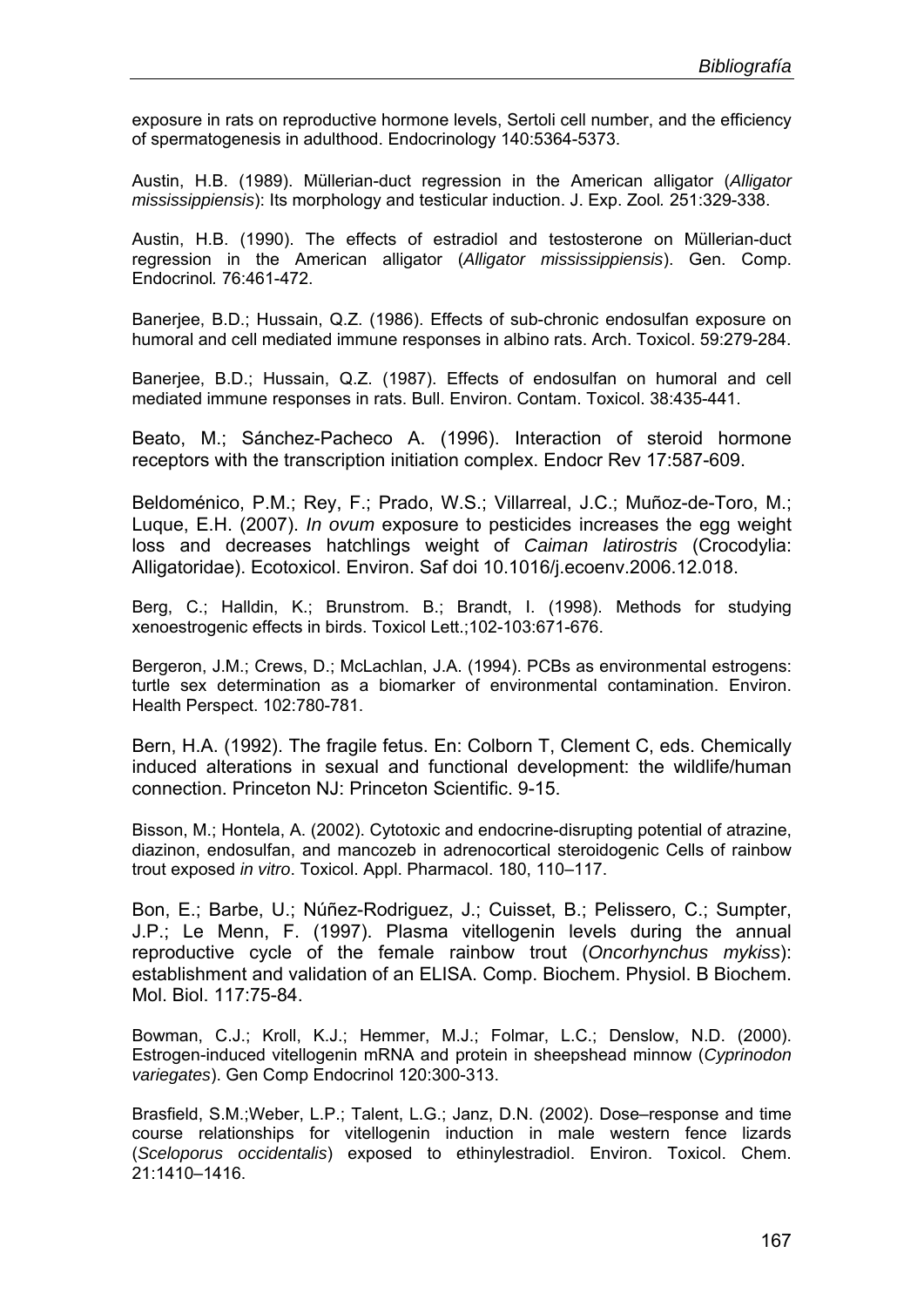exposure in rats on reproductive hormone levels, Sertoli cell number, and the efficiency of spermatogenesis in adulthood. Endocrinology 140:5364-5373.

Austin, H.B. (1989). Müllerian-duct regression in the American alligator (*Alligator mississippiensis*): Its morphology and testicular induction. J. Exp. Zool*.* 251:329-338.

Austin, H.B. (1990). The effects of estradiol and testosterone on Müllerian-duct regression in the American alligator (*Alligator mississippiensis*). Gen. Comp. Endocrinol*.* 76:461-472.

Banerjee, B.D.; Hussain, Q.Z. (1986). Effects of sub-chronic endosulfan exposure on humoral and cell mediated immune responses in albino rats. Arch. Toxicol. 59:279-284.

Banerjee, B.D.; Hussain, Q.Z. (1987). Effects of endosulfan on humoral and cell mediated immune responses in rats. Bull. Environ. Contam. Toxicol. 38:435-441.

Beato, M.; Sánchez-Pacheco A. (1996). Interaction of steroid hormone receptors with the transcription initiation complex. Endocr Rev 17:587-609.

Beldoménico, P.M.; Rey, F.; Prado, W.S.; Villarreal, J.C.; Muñoz-de-Toro, M.; Luque, E.H. (2007). *In ovum* exposure to pesticides increases the egg weight loss and decreases hatchlings weight of *Caiman latirostris* (Crocodylia: Alligatoridae). Ecotoxicol. Environ. Saf doi 10.1016/j.ecoenv.2006.12.018.

Berg, C.; Halldin, K.; Brunstrom. B.; Brandt, I. (1998). Methods for studying xenoestrogenic effects in birds. Toxicol Lett.;102-103:671-676.

Bergeron, J.M.; Crews, D.; McLachlan, J.A. (1994). PCBs as environmental estrogens: turtle sex determination as a biomarker of environmental contamination. Environ. Health Perspect. 102:780-781.

Bern, H.A. (1992). The fragile fetus. En: Colborn T, Clement C, eds. Chemically induced alterations in sexual and functional development: the wildlife/human connection. Princeton NJ: Princeton Scientific. 9-15.

Bisson, M.; Hontela, A. (2002). Cytotoxic and endocrine-disrupting potential of atrazine, diazinon, endosulfan, and mancozeb in adrenocortical steroidogenic Cells of rainbow trout exposed *in vitro*. Toxicol. Appl. Pharmacol. 180, 110–117.

Bon, E.; Barbe, U.; Núñez-Rodriguez, J.; Cuisset, B.; Pelissero, C.; Sumpter, J.P.; Le Menn, F. (1997). Plasma vitellogenin levels during the annual reproductive cycle of the female rainbow trout (*Oncorhynchus mykiss*): establishment and validation of an ELISA. Comp. Biochem. Physiol. B Biochem. Mol. Biol. 117:75-84.

Bowman, C.J.; Kroll, K.J.; Hemmer, M.J.; Folmar, L.C.; Denslow, N.D. (2000). Estrogen-induced vitellogenin mRNA and protein in sheepshead minnow (*Cyprinodon variegates*). Gen Comp Endocrinol 120:300-313.

Brasfield, S.M.;Weber, L.P.; Talent, L.G.; Janz, D.N. (2002). Dose–response and time course relationships for vitellogenin induction in male western fence lizards (*Sceloporus occidentalis*) exposed to ethinylestradiol. Environ. Toxicol. Chem. 21:1410–1416.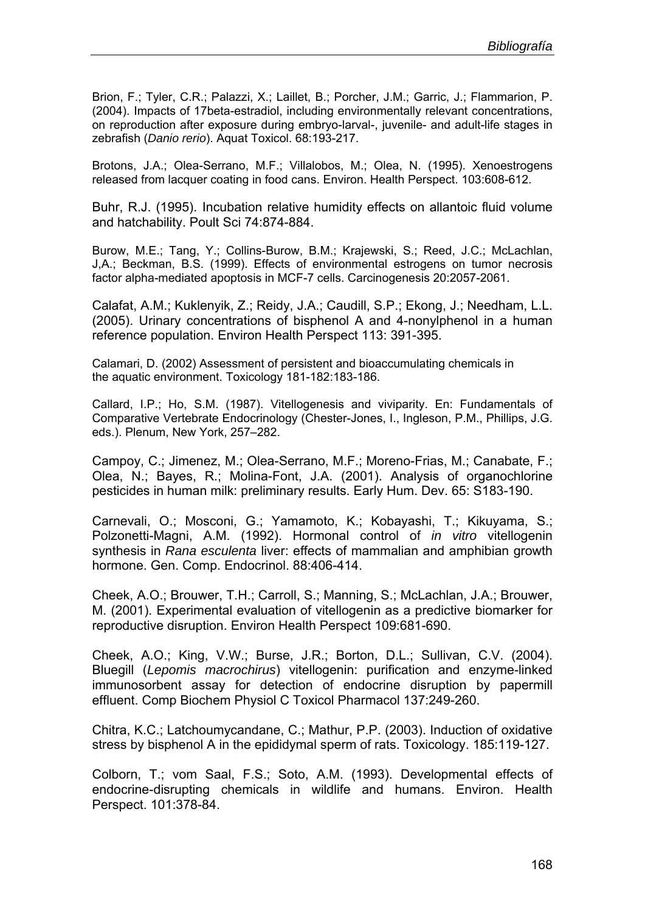Brion, F.; Tyler, C.R.; Palazzi, X.; Laillet, B.; Porcher, J.M.; Garric, J.; Flammarion, P. (2004). Impacts of 17beta-estradiol, including environmentally relevant concentrations, on reproduction after exposure during embryo-larval-, juvenile- and adult-life stages in zebrafish (*Danio rerio*). Aquat Toxicol. 68:193-217.

Brotons, J.A.; Olea-Serrano, M.F.; Villalobos, M.; Olea, N. (1995). Xenoestrogens released from lacquer coating in food cans. Environ. Health Perspect. 103:608-612.

Buhr, R.J. (1995). Incubation relative humidity effects on allantoic fluid volume and hatchability. Poult Sci 74:874-884.

Burow, M.E.; Tang, Y.; Collins-Burow, B.M.; Krajewski, S.; Reed, J.C.; McLachlan, J,A.; Beckman, B.S. (1999). Effects of environmental estrogens on tumor necrosis factor alpha-mediated apoptosis in MCF-7 cells. Carcinogenesis 20:2057-2061.

Calafat, A.M.; Kuklenyik, Z.; Reidy, J.A.; Caudill, S.P.; Ekong, J.; Needham, L.L. (2005). Urinary concentrations of bisphenol A and 4-nonylphenol in a human reference population. Environ Health Perspect 113: 391-395.

Calamari, D. (2002) Assessment of persistent and bioaccumulating chemicals in the aquatic environment. Toxicology 181-182:183-186.

Callard, I.P.; Ho, S.M. (1987). Vitellogenesis and viviparity. En: Fundamentals of Comparative Vertebrate Endocrinology (Chester-Jones, I., Ingleson, P.M., Phillips, J.G. eds.). Plenum, New York, 257–282.

Campoy, C.; Jimenez, M.; Olea-Serrano, M.F.; Moreno-Frias, M.; Canabate, F.; Olea, N.; Bayes, R.; Molina-Font, J.A. (2001). Analysis of organochlorine pesticides in human milk: preliminary results. Early Hum. Dev. 65: S183-190.

Carnevali, O.; Mosconi, G.; Yamamoto, K.; Kobayashi, T.; Kikuyama, S.; Polzonetti-Magni, A.M. (1992). Hormonal control of *in vitro* vitellogenin synthesis in *Rana esculenta* liver: effects of mammalian and amphibian growth hormone. Gen. Comp. Endocrinol. 88:406-414.

Cheek, A.O.; Brouwer, T.H.; Carroll, S.; Manning, S.; McLachlan, J.A.; Brouwer, M. (2001). Experimental evaluation of vitellogenin as a predictive biomarker for reproductive disruption. Environ Health Perspect 109:681-690.

Cheek, A.O.; King, V.W.; Burse, J.R.; Borton, D.L.; Sullivan, C.V. (2004). Bluegill (*Lepomis macrochirus*) vitellogenin: purification and enzyme-linked immunosorbent assay for detection of endocrine disruption by papermill effluent. Comp Biochem Physiol C Toxicol Pharmacol 137:249-260.

Chitra, K.C.; Latchoumycandane, C.; Mathur, P.P. (2003). Induction of oxidative stress by bisphenol A in the epididymal sperm of rats. Toxicology. 185:119-127.

Colborn, T.; vom Saal, F.S.; Soto, A.M. (1993). Developmental effects of endocrine-disrupting chemicals in wildlife and humans. Environ. Health Perspect. 101:378-84.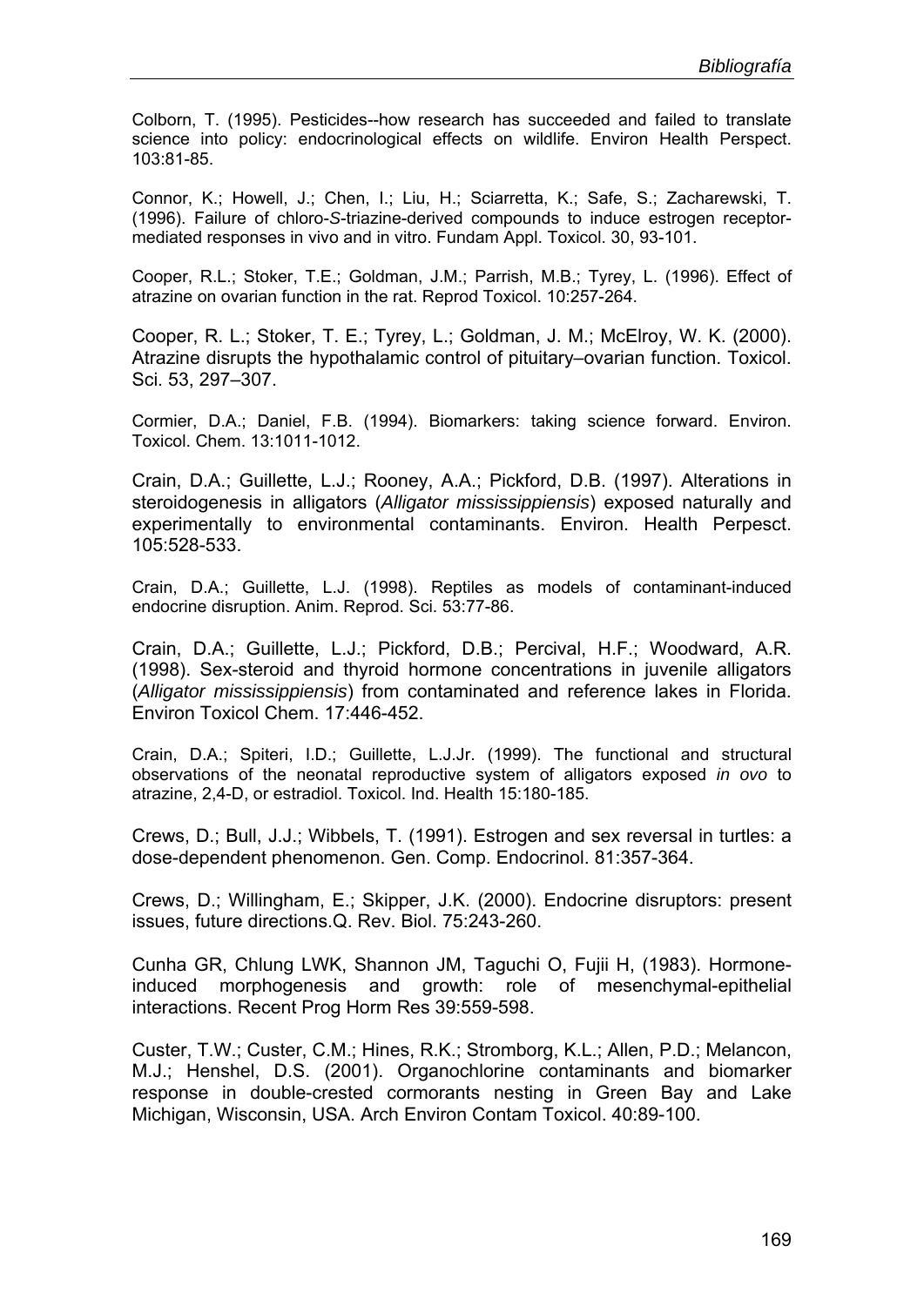Colborn, T. (1995). Pesticides--how research has succeeded and failed to translate science into policy: endocrinological effects on wildlife. Environ Health Perspect. 103:81-85.

Connor, K.; Howell, J.; Chen, I.; Liu, H.; Sciarretta, K.; Safe, S.; Zacharewski, T. (1996). Failure of chloro-*S*-triazine-derived compounds to induce estrogen receptor-mediated responses in vivo and in vitro. Fundam Appl. Toxicol. 30, 93-101.

Cooper, R.L.; Stoker, T.E.; Goldman, J.M.; Parrish, M.B.; Tyrey, L. (1996). Effect of atrazine on ovarian function in the rat. Reprod Toxicol. 10:257-264.

Cooper, R. L.; Stoker, T. E.; Tyrey, L.; Goldman, J. M.; McElroy, W. K. (2000). Atrazine disrupts the hypothalamic control of pituitary–ovarian function. Toxicol. Sci. 53, 297–307.

Cormier, D.A.; Daniel, F.B. (1994). Biomarkers: taking science forward. Environ. Toxicol. Chem. 13:1011-1012.

Crain, D.A.; Guillette, L.J.; Rooney, A.A.; Pickford, D.B. (1997). Alterations in steroidogenesis in alligators (*Alligator mississippiensis*) exposed naturally and experimentally to environmental contaminants. Environ. Health Perpesct. 105:528-533.

Crain, D.A.; Guillette, L.J. (1998). Reptiles as models of contaminant-induced endocrine disruption. Anim. Reprod. Sci. 53:77-86.

Crain, D.A.; Guillette, L.J.; Pickford, D.B.; Percival, H.F.; Woodward, A.R. (1998). Sex-steroid and thyroid hormone concentrations in juvenile alligators (*Alligator mississippiensis*) from contaminated and reference lakes in Florida. Environ Toxicol Chem. 17:446-452.

Crain, D.A.; Spiteri, I.D.; Guillette, L.J.Jr. (1999). The functional and structural observations of the neonatal reproductive system of alligators exposed *in ovo* to atrazine, 2,4-D, or estradiol. Toxicol. Ind. Health 15:180-185.

Crews, D.; Bull, J.J.; Wibbels, T. (1991). Estrogen and sex reversal in turtles: a dose-dependent phenomenon. Gen. Comp. Endocrinol. 81:357-364.

Crews, D.; Willingham, E.; Skipper, J.K. (2000). Endocrine disruptors: present issues, future directions.Q. Rev. Biol. 75:243-260.

Cunha GR, Chlung LWK, Shannon JM, Taguchi O, Fujii H, (1983). Hormone-induced morphogenesis and growth: role of mesenchymal-epithelial interactions. Recent Prog Horm Res 39:559-598.

Custer, T.W.; Custer, C.M.; Hines, R.K.; Stromborg, K.L.; Allen, P.D.; Melancon, M.J.; Henshel, D.S. (2001). Organochlorine contaminants and biomarker response in double-crested cormorants nesting in Green Bay and Lake Michigan, Wisconsin, USA. Arch Environ Contam Toxicol. 40:89-100.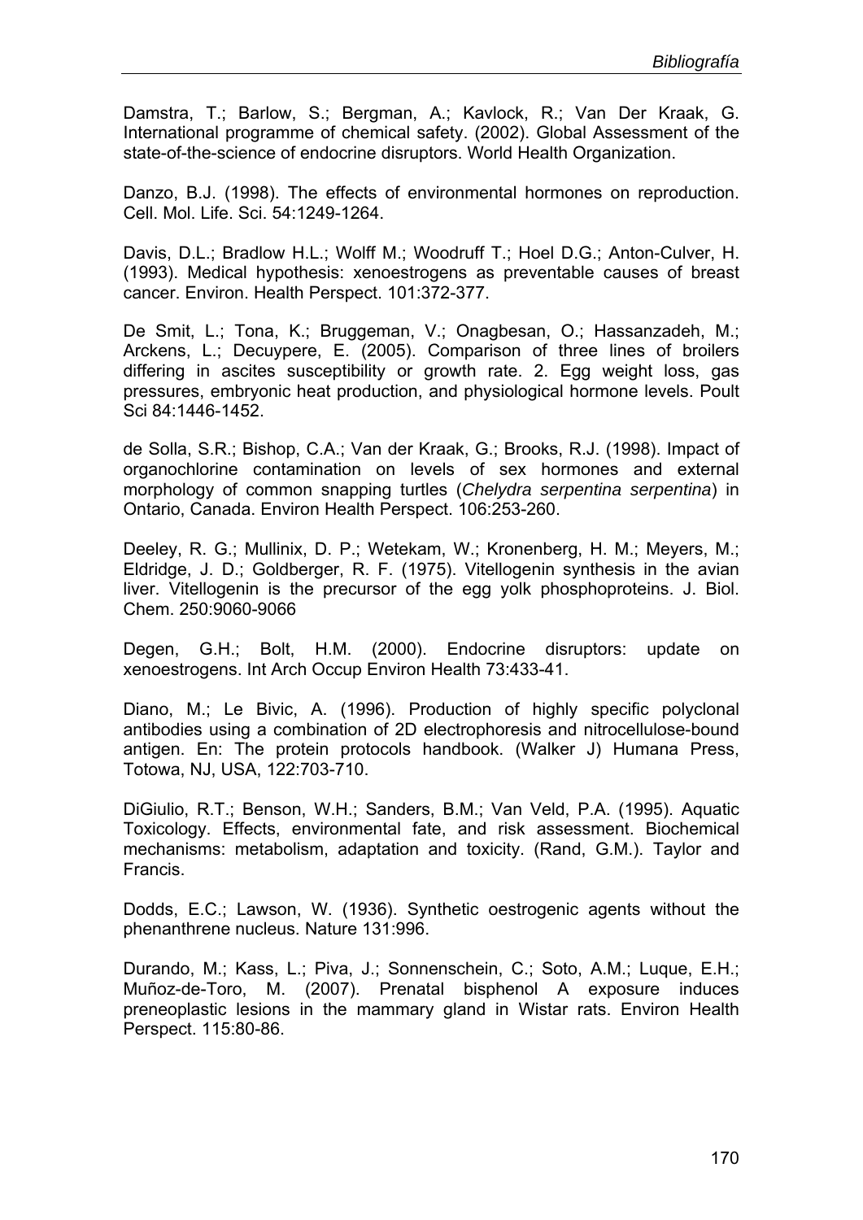Damstra, T.; Barlow, S.; Bergman, A.; Kavlock, R.; Van Der Kraak, G. International programme of chemical safety. (2002). Global Assessment of the state-of-the-science of endocrine disruptors. World Health Organization.

Danzo, B.J. (1998). The effects of environmental hormones on reproduction. Cell. Mol. Life. Sci. 54:1249-1264.

Davis, D.L.; Bradlow H.L.; Wolff M.; Woodruff T.; Hoel D.G.; Anton-Culver, H. (1993). Medical hypothesis: xenoestrogens as preventable causes of breast cancer. Environ. Health Perspect. 101:372-377.

De Smit, L.; Tona, K.; Bruggeman, V.; Onagbesan, O.; Hassanzadeh, M.; Arckens, L.; Decuypere, E. (2005). Comparison of three lines of broilers differing in ascites susceptibility or growth rate. 2. Egg weight loss, gas pressures, embryonic heat production, and physiological hormone levels. Poult Sci 84:1446-1452.

de Solla, S.R.; Bishop, C.A.; Van der Kraak, G.; Brooks, R.J. (1998). Impact of organochlorine contamination on levels of sex hormones and external morphology of common snapping turtles (*Chelydra serpentina serpentina*) in Ontario, Canada. Environ Health Perspect. 106:253-260.

Deeley, R. G.; Mullinix, D. P.; Wetekam, W.; Kronenberg, H. M.; Meyers, M.; Eldridge, J. D.; Goldberger, R. F. (1975). Vitellogenin synthesis in the avian liver. Vitellogenin is the precursor of the egg yolk phosphoproteins. J. Biol. Chem. 250:9060-9066

Degen, G.H.; Bolt, H.M. (2000). Endocrine disruptors: update on xenoestrogens. Int Arch Occup Environ Health 73:433-41.

Diano, M.; Le Bivic, A. (1996). Production of highly specific polyclonal antibodies using a combination of 2D electrophoresis and nitrocellulose-bound antigen. En: The protein protocols handbook. (Walker J) Humana Press, Totowa, NJ, USA, 122:703-710.

DiGiulio, R.T.; Benson, W.H.; Sanders, B.M.; Van Veld, P.A. (1995). Aquatic Toxicology. Effects, environmental fate, and risk assessment. Biochemical mechanisms: metabolism, adaptation and toxicity. (Rand, G.M.). Taylor and Francis.

Dodds, E.C.; Lawson, W. (1936). Synthetic oestrogenic agents without the phenanthrene nucleus. Nature 131:996.

Durando, M.; Kass, L.; Piva, J.; Sonnenschein, C.; Soto, A.M.; Luque, E.H.; Muñoz-de-Toro, M. (2007). Prenatal bisphenol A exposure induces preneoplastic lesions in the mammary gland in Wistar rats. Environ Health Perspect. 115:80-86.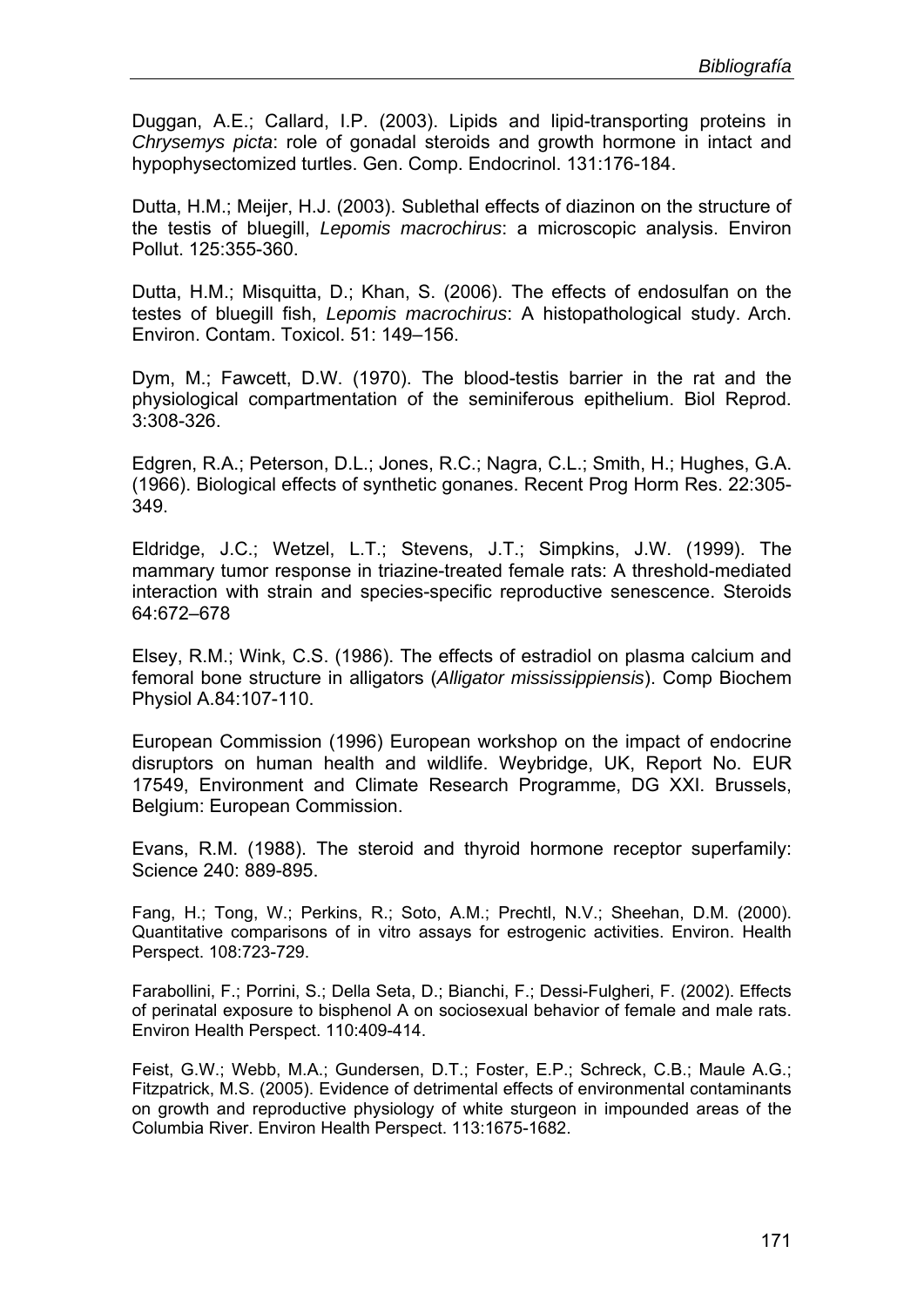Duggan, A.E.; Callard, I.P. (2003). Lipids and lipid-transporting proteins in *Chrysemys picta*: role of gonadal steroids and growth hormone in intact and hypophysectomized turtles. Gen. Comp. Endocrinol. 131:176-184.

Dutta, H.M.; Meijer, H.J. (2003). Sublethal effects of diazinon on the structure of the testis of bluegill, *Lepomis macrochirus*: a microscopic analysis. Environ Pollut. 125:355-360.

Dutta, H.M.; Misquitta, D.; Khan, S. (2006). The effects of endosulfan on the testes of bluegill fish, *Lepomis macrochirus*: A histopathological study. Arch. Environ. Contam. Toxicol. 51: 149–156.

Dym, M.; Fawcett, D.W. (1970). The blood-testis barrier in the rat and the physiological compartmentation of the seminiferous epithelium. Biol Reprod. 3:308-326.

Edgren, R.A.; Peterson, D.L.; Jones, R.C.; Nagra, C.L.; Smith, H.; Hughes, G.A. (1966). Biological effects of synthetic gonanes. Recent Prog Horm Res. 22:305-349.

Eldridge, J.C.; Wetzel, L.T.; Stevens, J.T.; Simpkins, J.W. (1999). The mammary tumor response in triazine-treated female rats: A threshold-mediated interaction with strain and species-specific reproductive senescence. Steroids 64:672–678

Elsey, R.M.; Wink, C.S. (1986). The effects of estradiol on plasma calcium and femoral bone structure in alligators (*Alligator mississippiensis*). Comp Biochem Physiol A.84:107-110.

European Commission (1996) European workshop on the impact of endocrine disruptors on human health and wildlife. Weybridge, UK, Report No. EUR 17549, Environment and Climate Research Programme, DG XXI. Brussels, Belgium: European Commission.

Evans, R.M. (1988). The steroid and thyroid hormone receptor superfamily: Science 240: 889-895.

Fang, H.; Tong, W.; Perkins, R.; Soto, A.M.; Prechtl, N.V.; Sheehan, D.M. (2000). Quantitative comparisons of in vitro assays for estrogenic activities. Environ. Health Perspect. 108:723-729.

Farabollini, F.; Porrini, S.; Della Seta, D.; Bianchi, F.; Dessi-Fulgheri, F. (2002). Effects of perinatal exposure to bisphenol A on sociosexual behavior of female and male rats. Environ Health Perspect. 110:409-414.

Feist, G.W.; Webb, M.A.; Gundersen, D.T.; Foster, E.P.; Schreck, C.B.; Maule A.G.; Fitzpatrick, M.S. (2005). Evidence of detrimental effects of environmental contaminants on growth and reproductive physiology of white sturgeon in impounded areas of the Columbia River. Environ Health Perspect. 113:1675-1682.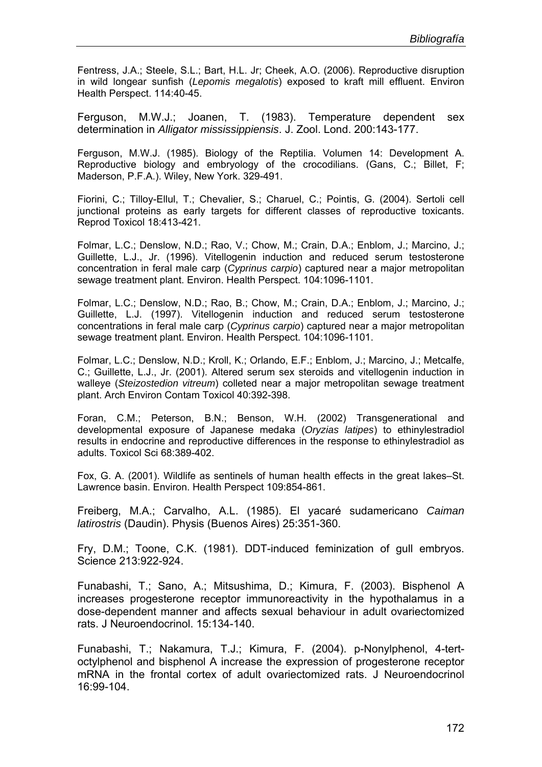Fentress, J.A.; Steele, S.L.; Bart, H.L. Jr; Cheek, A.O. (2006). Reproductive disruption in wild longear sunfish (*Lepomis megalotis*) exposed to kraft mill effluent. Environ Health Perspect. 114:40-45.

Ferguson, M.W.J.; Joanen, T. (1983). Temperature dependent sex determination in *Alligator mississippiensis*. J. Zool. Lond. 200:143-177.

Ferguson, M.W.J. (1985). Biology of the Reptilia. Volumen 14: Development A. Reproductive biology and embryology of the crocodilians. (Gans, C.; Billet, F; Maderson, P.F.A.). Wiley, New York. 329-491.

Fiorini, C.; Tilloy-Ellul, T.; Chevalier, S.; Charuel, C.; Pointis, G. (2004). Sertoli cell junctional proteins as early targets for different classes of reproductive toxicants. Reprod Toxicol 18:413-421.

Folmar, L.C.; Denslow, N.D.; Rao, V.; Chow, M.; Crain, D.A.; Enblom, J.; Marcino, J.; Guillette, L.J., Jr. (1996). Vitellogenin induction and reduced serum testosterone concentration in feral male carp (*Cyprinus carpio*) captured near a major metropolitan sewage treatment plant. Environ. Health Perspect. 104:1096-1101.

Folmar, L.C.; Denslow, N.D.; Rao, B.; Chow, M.; Crain, D.A.; Enblom, J.; Marcino, J.; Guillette, L.J. (1997). Vitellogenin induction and reduced serum testosterone concentrations in feral male carp (*Cyprinus carpio*) captured near a major metropolitan sewage treatment plant. Environ. Health Perspect. 104:1096-1101.

Folmar, L.C.; Denslow, N.D.; Kroll, K.; Orlando, E.F.; Enblom, J.; Marcino, J.; Metcalfe, C.; Guillette, L.J., Jr. (2001). Altered serum sex steroids and vitellogenin induction in walleye (*Steizostedion vitreum*) colleted near a major metropolitan sewage treatment plant. Arch Environ Contam Toxicol 40:392-398.

Foran, C.M.; Peterson, B.N.; Benson, W.H. (2002) Transgenerational and developmental exposure of Japanese medaka (*Oryzias latipes*) to ethinylestradiol results in endocrine and reproductive differences in the response to ethinylestradiol as adults. Toxicol Sci 68:389-402.

Fox, G. A. (2001). Wildlife as sentinels of human health effects in the great lakes–St. Lawrence basin. Environ. Health Perspect 109:854-861.

Freiberg, M.A.; Carvalho, A.L. (1985). El yacaré sudamericano *Caiman latirostris* (Daudin). Physis (Buenos Aires) 25:351-360.

Fry, D.M.; Toone, C.K. (1981). DDT-induced feminization of gull embryos. Science 213:922-924.

Funabashi, T.; Sano, A.; Mitsushima, D.; Kimura, F. (2003). Bisphenol A increases progesterone receptor immunoreactivity in the hypothalamus in a dose-dependent manner and affects sexual behaviour in adult ovariectomized rats. J Neuroendocrinol. 15:134-140.

Funabashi, T.; Nakamura, T.J.; Kimura, F. (2004). p-Nonylphenol, 4-tert-octylphenol and bisphenol A increase the expression of progesterone receptor mRNA in the frontal cortex of adult ovariectomized rats. J Neuroendocrinol 16:99-104.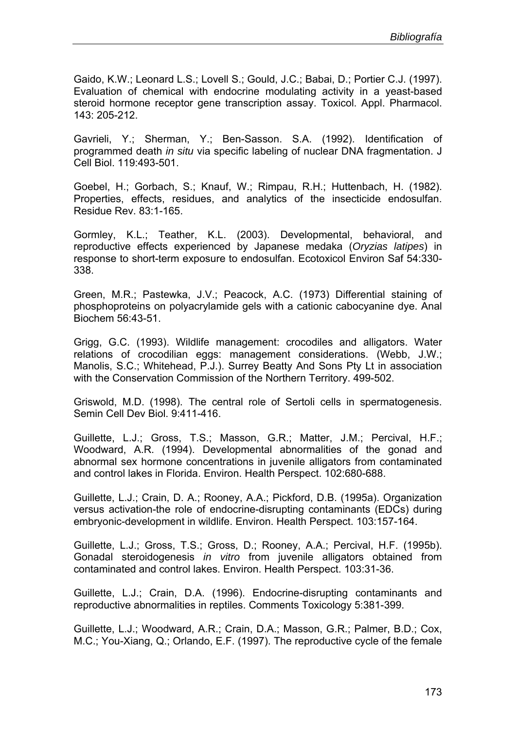Gaido, K.W.; Leonard L.S.; Lovell S.; Gould, J.C.; Babai, D.; Portier C.J. (1997). Evaluation of chemical with endocrine modulating activity in a yeast-based steroid hormone receptor gene transcription assay. Toxicol. Appl. Pharmacol. 143: 205-212.

Gavrieli, Y.; Sherman, Y.; Ben-Sasson. S.A. (1992). Identification of programmed death *in situ* via specific labeling of nuclear DNA fragmentation. J Cell Biol. 119:493-501.

Goebel, H.; Gorbach, S.; Knauf, W.; Rimpau, R.H.; Huttenbach, H. (1982). Properties, effects, residues, and analytics of the insecticide endosulfan. Residue Rev. 83:1-165.

Gormley, K.L.; Teather, K.L. (2003). Developmental, behavioral, and reproductive effects experienced by Japanese medaka (*Oryzias latipes*) in response to short-term exposure to endosulfan. Ecotoxicol Environ Saf 54:330-338.

Green, M.R.; Pastewka, J.V.; Peacock, A.C. (1973) Differential staining of phosphoproteins on polyacrylamide gels with a cationic cabocyanine dye. Anal Biochem 56:43-51.

Grigg, G.C. (1993). Wildlife management: crocodiles and alligators. Water relations of crocodilian eggs: management considerations. (Webb, J.W.; Manolis, S.C.; Whitehead, P.J.). Surrey Beatty And Sons Pty Lt in association with the Conservation Commission of the Northern Territory. 499-502.

Griswold, M.D. (1998). The central role of Sertoli cells in spermatogenesis. Semin Cell Dev Biol. 9:411-416.

Guillette, L.J.; Gross, T.S.; Masson, G.R.; Matter, J.M.; Percival, H.F.; Woodward, A.R. (1994). Developmental abnormalities of the gonad and abnormal sex hormone concentrations in juvenile alligators from contaminated and control lakes in Florida. Environ. Health Perspect. 102:680-688.

Guillette, L.J.; Crain, D. A.; Rooney, A.A.; Pickford, D.B. (1995a). Organization versus activation-the role of endocrine-disrupting contaminants (EDCs) during embryonic-development in wildlife. Environ. Health Perspect. 103:157-164.

Guillette, L.J.; Gross, T.S.; Gross, D.; Rooney, A.A.; Percival, H.F. (1995b). Gonadal steroidogenesis *in vitro* from juvenile alligators obtained from contaminated and control lakes. Environ. Health Perspect. 103:31-36.

Guillette, L.J.; Crain, D.A. (1996). Endocrine-disrupting contaminants and reproductive abnormalities in reptiles. Comments Toxicology 5:381-399.

Guillette, L.J.; Woodward, A.R.; Crain, D.A.; Masson, G.R.; Palmer, B.D.; Cox, M.C.; You-Xiang, Q.; Orlando, E.F. (1997). The reproductive cycle of the female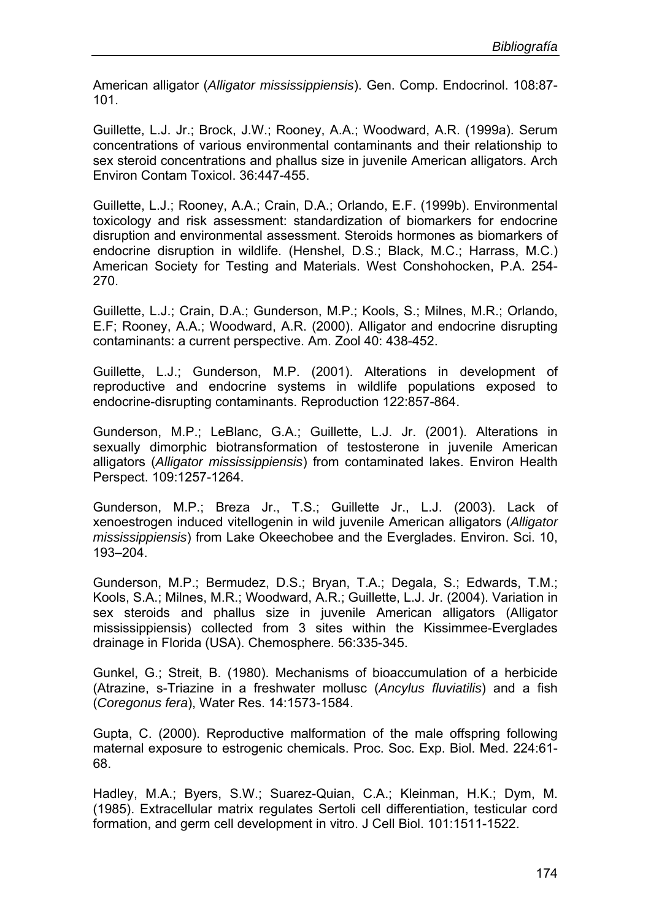American alligator (*Alligator mississippiensis*). Gen. Comp. Endocrinol. 108:87-101.

Guillette, L.J. Jr.; Brock, J.W.; Rooney, A.A.; Woodward, A.R. (1999a). Serum concentrations of various environmental contaminants and their relationship to sex steroid concentrations and phallus size in juvenile American alligators. Arch Environ Contam Toxicol. 36:447-455.

Guillette, L.J.; Rooney, A.A.; Crain, D.A.; Orlando, E.F. (1999b). Environmental toxicology and risk assessment: standardization of biomarkers for endocrine disruption and environmental assessment. Steroids hormones as biomarkers of endocrine disruption in wildlife. (Henshel, D.S.; Black, M.C.; Harrass, M.C.) American Society for Testing and Materials. West Conshohocken, P.A. 254-270.

Guillette, L.J.; Crain, D.A.; Gunderson, M.P.; Kools, S.; Milnes, M.R.; Orlando, E.F; Rooney, A.A.; Woodward, A.R. (2000). Alligator and endocrine disrupting contaminants: a current perspective. Am. Zool 40: 438-452.

Guillette, L.J.; Gunderson, M.P. (2001). Alterations in development of reproductive and endocrine systems in wildlife populations exposed to endocrine-disrupting contaminants. Reproduction 122:857-864.

Gunderson, M.P.; LeBlanc, G.A.; Guillette, L.J. Jr. (2001). Alterations in sexually dimorphic biotransformation of testosterone in juvenile American alligators (*Alligator mississippiensis*) from contaminated lakes. Environ Health Perspect. 109:1257-1264.

Gunderson, M.P.; Breza Jr., T.S.; Guillette Jr., L.J. (2003). Lack of xenoestrogen induced vitellogenin in wild juvenile American alligators (*Alligator mississippiensis*) from Lake Okeechobee and the Everglades. Environ. Sci. 10, 193–204.

Gunderson, M.P.; Bermudez, D.S.; Bryan, T.A.; Degala, S.; Edwards, T.M.; Kools, S.A.; Milnes, M.R.; Woodward, A.R.; Guillette, L.J. Jr. (2004). Variation in sex steroids and phallus size in juvenile American alligators (Alligator mississippiensis) collected from 3 sites within the Kissimmee-Everglades drainage in Florida (USA). Chemosphere. 56:335-345.

Gunkel, G.; Streit, B. (1980). Mechanisms of bioaccumulation of a herbicide (Atrazine, s-Triazine in a freshwater mollusc (*Ancylus fluviatilis*) and a fish (*Coregonus fera*), Water Res. 14:1573-1584.

Gupta, C. (2000). Reproductive malformation of the male offspring following maternal exposure to estrogenic chemicals. Proc. Soc. Exp. Biol. Med. 224:61-68.

Hadley, M.A.; Byers, S.W.; Suarez-Quian, C.A.; Kleinman, H.K.; Dym, M. (1985). Extracellular matrix regulates Sertoli cell differentiation, testicular cord formation, and germ cell development in vitro. J Cell Biol. 101:1511-1522.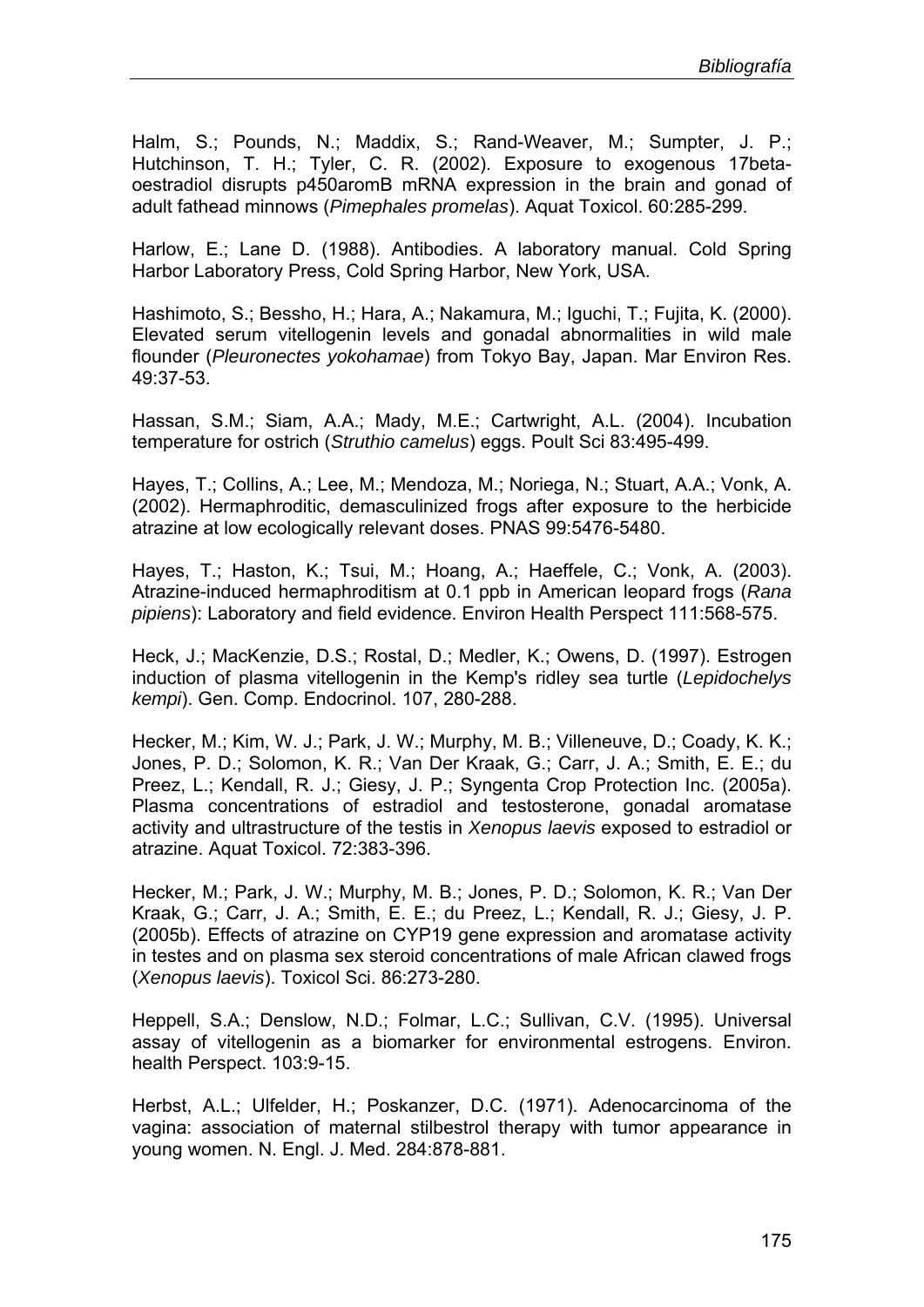Halm, S.; Pounds, N.; Maddix, S.; Rand-Weaver, M.; Sumpter, J. P.; Hutchinson, T. H.; Tyler, C. R. (2002). Exposure to exogenous 17beta-oestradiol disrupts p450aromB mRNA expression in the brain and gonad of adult fathead minnows (*Pimephales promelas*). Aquat Toxicol. 60:285-299.

Harlow, E.; Lane D. (1988). Antibodies. A laboratory manual. Cold Spring Harbor Laboratory Press, Cold Spring Harbor, New York, USA.

Hashimoto, S.; Bessho, H.; Hara, A.; Nakamura, M.; Iguchi, T.; Fujita, K. (2000). Elevated serum vitellogenin levels and gonadal abnormalities in wild male flounder (*Pleuronectes yokohamae*) from Tokyo Bay, Japan. Mar Environ Res. 49:37-53.

Hassan, S.M.; Siam, A.A.; Mady, M.E.; Cartwright, A.L. (2004). Incubation temperature for ostrich (*Struthio camelus*) eggs. Poult Sci 83:495-499.

Hayes, T.; Collins, A.; Lee, M.; Mendoza, M.; Noriega, N.; Stuart, A.A.; Vonk, A. (2002). Hermaphroditic, demasculinized frogs after exposure to the herbicide atrazine at low ecologically relevant doses. PNAS 99:5476-5480.

Hayes, T.; Haston, K.; Tsui, M.; Hoang, A.; Haeffele, C.; Vonk, A. (2003). Atrazine-induced hermaphroditism at 0.1 ppb in American leopard frogs (*Rana pipiens*): Laboratory and field evidence. Environ Health Perspect 111:568-575.

Heck, J.; MacKenzie, D.S.; Rostal, D.; Medler, K.; Owens, D. (1997). Estrogen induction of plasma vitellogenin in the Kemp's ridley sea turtle (*Lepidochelys kempi*). Gen. Comp. Endocrinol. 107, 280-288.

Hecker, M.; Kim, W. J.; Park, J. W.; Murphy, M. B.; Villeneuve, D.; Coady, K. K.; Jones, P. D.; Solomon, K. R.; Van Der Kraak, G.; Carr, J. A.; Smith, E. E.; du Preez, L.; Kendall, R. J.; Giesy, J. P.; Syngenta Crop Protection Inc. (2005a). Plasma concentrations of estradiol and testosterone, gonadal aromatase activity and ultrastructure of the testis in *Xenopus laevis* exposed to estradiol or atrazine. Aquat Toxicol. 72:383-396.

Hecker, M.; Park, J. W.; Murphy, M. B.; Jones, P. D.; Solomon, K. R.; Van Der Kraak, G.; Carr, J. A.; Smith, E. E.; du Preez, L.; Kendall, R. J.; Giesy, J. P. (2005b). Effects of atrazine on CYP19 gene expression and aromatase activity in testes and on plasma sex steroid concentrations of male African clawed frogs (*Xenopus laevis*). Toxicol Sci. 86:273-280.

Heppell, S.A.; Denslow, N.D.; Folmar, L.C.; Sullivan, C.V. (1995). Universal assay of vitellogenin as a biomarker for environmental estrogens. Environ. health Perspect. 103:9-15.

Herbst, A.L.; Ulfelder, H.; Poskanzer, D.C. (1971). Adenocarcinoma of the vagina: association of maternal stilbestrol therapy with tumor appearance in young women. N. Engl. J. Med. 284:878-881.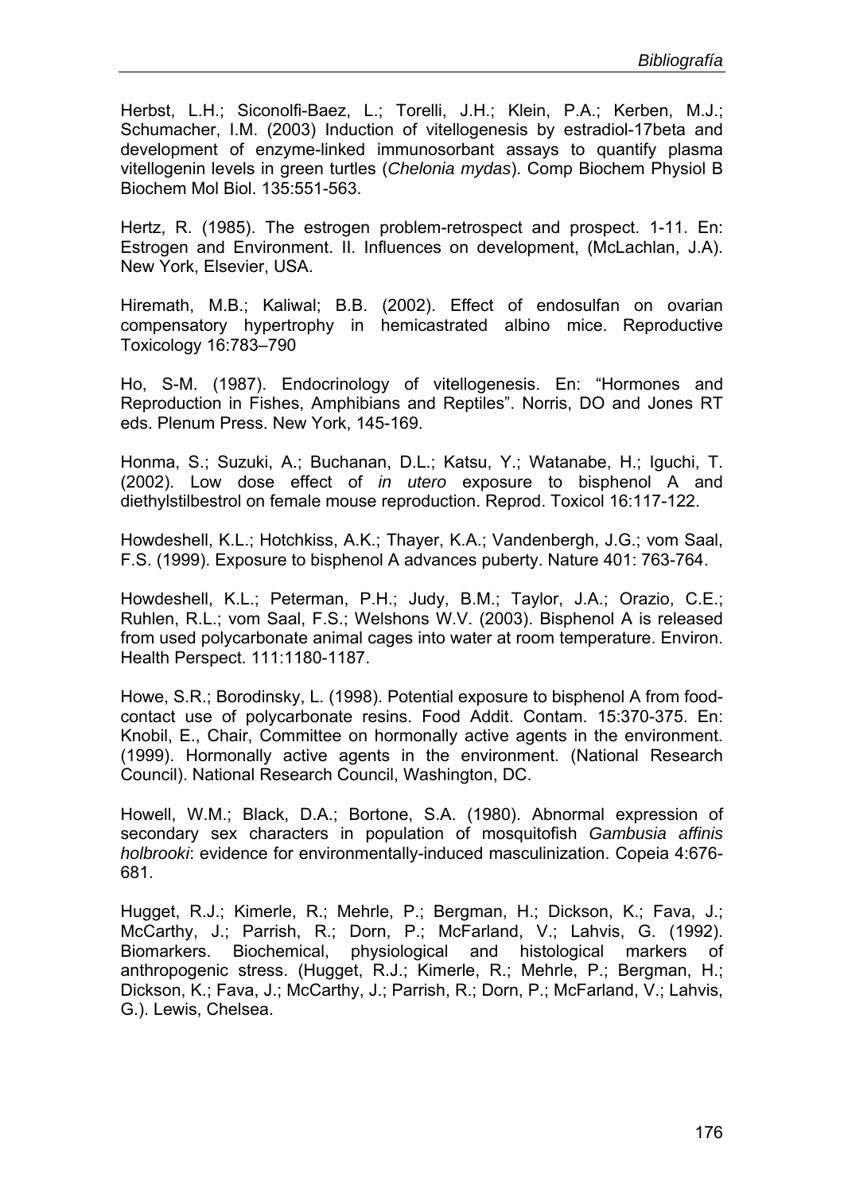Herbst, L.H.; Siconolfi-Baez, L.; Torelli, J.H.; Klein, P.A.; Kerben, M.J.; Schumacher, I.M. (2003) Induction of vitellogenesis by estradiol-17beta and development of enzyme-linked immunosorbant assays to quantify plasma vitellogenin levels in green turtles (*Chelonia mydas*). Comp Biochem Physiol B Biochem Mol Biol. 135:551-563.

Hertz, R. (1985). The estrogen problem-retrospect and prospect. 1-11. En: Estrogen and Environment. II. Influences on development, (McLachlan, J.A). New York, Elsevier, USA.

Hiremath, M.B.; Kaliwal; B.B. (2002). Effect of endosulfan on ovarian compensatory hypertrophy in hemicastrated albino mice. Reproductive Toxicology 16:783–790

Ho, S-M. (1987). Endocrinology of vitellogenesis. En: "Hormones and Reproduction in Fishes, Amphibians and Reptiles". Norris, DO and Jones RT eds. Plenum Press. New York, 145-169.

Honma, S.; Suzuki, A.; Buchanan, D.L.; Katsu, Y.; Watanabe, H.; Iguchi, T. (2002). Low dose effect of *in utero* exposure to bisphenol A and diethylstilbestrol on female mouse reproduction. Reprod. Toxicol 16:117-122.

Howdeshell, K.L.; Hotchkiss, A.K.; Thayer, K.A.; Vandenbergh, J.G.; vom Saal, F.S. (1999). Exposure to bisphenol A advances puberty. Nature 401: 763-764.

Howdeshell, K.L.; Peterman, P.H.; Judy, B.M.; Taylor, J.A.; Orazio, C.E.; Ruhlen, R.L.; vom Saal, F.S.; Welshons W.V. (2003). Bisphenol A is released from used polycarbonate animal cages into water at room temperature. Environ. Health Perspect. 111:1180-1187.

Howe, S.R.; Borodinsky, L. (1998). Potential exposure to bisphenol A from food-contact use of polycarbonate resins. Food Addit. Contam. 15:370-375. En: Knobil, E., Chair, Committee on hormonally active agents in the environment. (1999). Hormonally active agents in the environment. (National Research Council). National Research Council, Washington, DC.

Howell, W.M.; Black, D.A.; Bortone, S.A. (1980). Abnormal expression of secondary sex characters in population of mosquitofish *Gambusia affinis holbrooki*: evidence for environmentally-induced masculinization. Copeia 4:676-681.

Hugget, R.J.; Kimerle, R.; Mehrle, P.; Bergman, H.; Dickson, K.; Fava, J.; McCarthy, J.; Parrish, R.; Dorn, P.; McFarland, V.; Lahvis, G. (1992). Biomarkers. Biochemical, physiological and histological markers of anthropogenic stress. (Hugget, R.J.; Kimerle, R.; Mehrle, P.; Bergman, H.; Dickson, K.; Fava, J.; McCarthy, J.; Parrish, R.; Dorn, P.; McFarland, V.; Lahvis, G.). Lewis, Chelsea.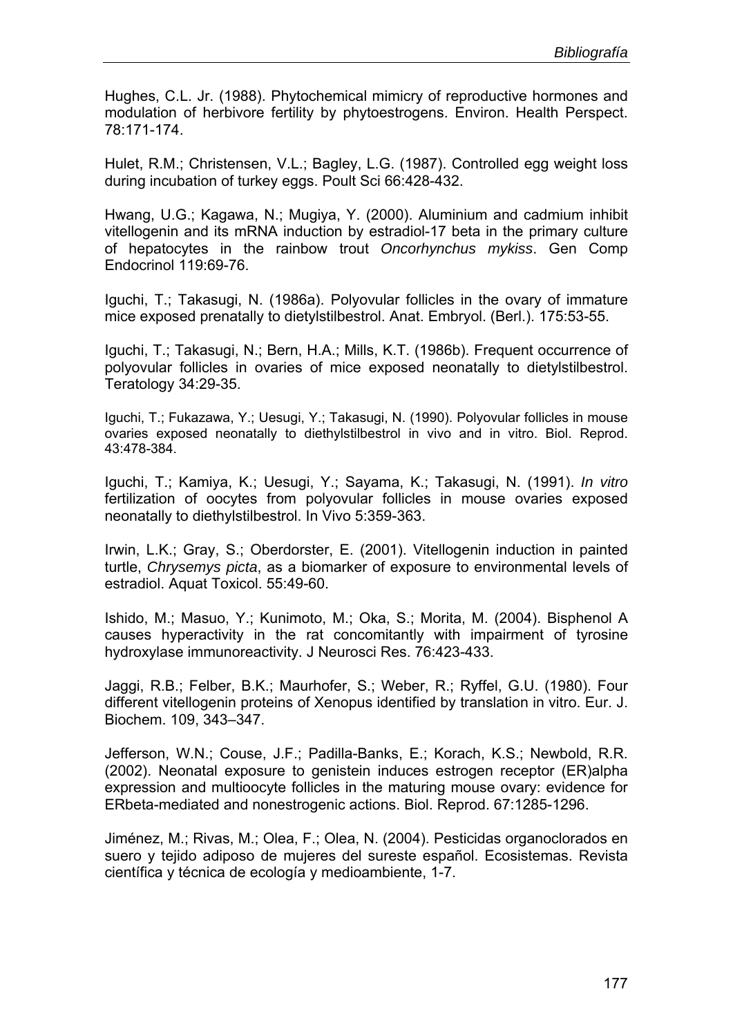Hughes, C.L. Jr. (1988). Phytochemical mimicry of reproductive hormones and modulation of herbivore fertility by phytoestrogens. Environ. Health Perspect. 78:171-174.

Hulet, R.M.; Christensen, V.L.; Bagley, L.G. (1987). Controlled egg weight loss during incubation of turkey eggs. Poult Sci 66:428-432.

Hwang, U.G.; Kagawa, N.; Mugiya, Y. (2000). Aluminium and cadmium inhibit vitellogenin and its mRNA induction by estradiol-17 beta in the primary culture of hepatocytes in the rainbow trout *Oncorhynchus mykiss*. Gen Comp Endocrinol 119:69-76.

Iguchi, T.; Takasugi, N. (1986a). Polyovular follicles in the ovary of immature mice exposed prenatally to dietylstilbestrol. Anat. Embryol. (Berl.). 175:53-55.

Iguchi, T.; Takasugi, N.; Bern, H.A.; Mills, K.T. (1986b). Frequent occurrence of polyovular follicles in ovaries of mice exposed neonatally to dietylstilbestrol. Teratology 34:29-35.

Iguchi, T.; Fukazawa, Y.; Uesugi, Y.; Takasugi, N. (1990). Polyovular follicles in mouse ovaries exposed neonatally to diethylstilbestrol in vivo and in vitro. Biol. Reprod. 43:478-384.

Iguchi, T.; Kamiya, K.; Uesugi, Y.; Sayama, K.; Takasugi, N. (1991). *In vitro* fertilization of oocytes from polyovular follicles in mouse ovaries exposed neonatally to diethylstilbestrol. In Vivo 5:359-363.

Irwin, L.K.; Gray, S.; Oberdorster, E. (2001). Vitellogenin induction in painted turtle, *Chrysemys picta*, as a biomarker of exposure to environmental levels of estradiol. Aquat Toxicol. 55:49-60.

Ishido, M.; Masuo, Y.; Kunimoto, M.; Oka, S.; Morita, M. (2004). Bisphenol A causes hyperactivity in the rat concomitantly with impairment of tyrosine hydroxylase immunoreactivity. J Neurosci Res. 76:423-433.

Jaggi, R.B.; Felber, B.K.; Maurhofer, S.; Weber, R.; Ryffel, G.U. (1980). Four different vitellogenin proteins of Xenopus identified by translation in vitro. Eur. J. Biochem. 109, 343–347.

Jefferson, W.N.; Couse, J.F.; Padilla-Banks, E.; Korach, K.S.; Newbold, R.R. (2002). Neonatal exposure to genistein induces estrogen receptor (ER)alpha expression and multioocyte follicles in the maturing mouse ovary: evidence for ERbeta-mediated and nonestrogenic actions. Biol. Reprod. 67:1285-1296.

Jiménez, M.; Rivas, M.; Olea, F.; Olea, N. (2004). Pesticidas organoclorados en suero y tejido adiposo de mujeres del sureste español. Ecosistemas. Revista científica y técnica de ecología y medioambiente, 1-7.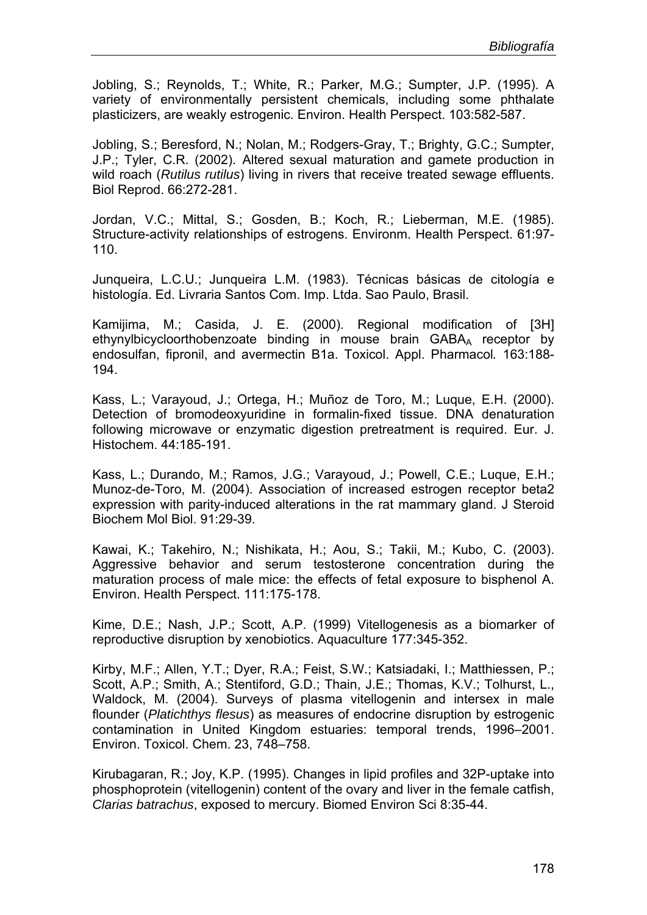Jobling, S.; Reynolds, T.; White, R.; Parker, M.G.; Sumpter, J.P. (1995). A variety of environmentally persistent chemicals, including some phthalate plasticizers, are weakly estrogenic. Environ. Health Perspect. 103:582-587.

Jobling, S.; Beresford, N.; Nolan, M.; Rodgers-Gray, T.; Brighty, G.C.; Sumpter, J.P.; Tyler, C.R. (2002). Altered sexual maturation and gamete production in wild roach (*Rutilus rutilus*) living in rivers that receive treated sewage effluents. Biol Reprod. 66:272-281.

Jordan, V.C.; Mittal, S.; Gosden, B.; Koch, R.; Lieberman, M.E. (1985). Structure-activity relationships of estrogens. Environm. Health Perspect. 61:97-110.

Junqueira, L.C.U.; Junqueira L.M. (1983). Técnicas básicas de citología e histología. Ed. Livraria Santos Com. Imp. Ltda. Sao Paulo, Brasil.

Kamijima, M.; Casida, J. E. (2000). Regional modification of [3H] ethynylbicycloorthobenzoate binding in mouse brain $GABA_A$ receptor by endosulfan, fipronil, and avermectin B1a. Toxicol. Appl. Pharmacol*.* 163:188-194.

Kass, L.; Varayoud, J.; Ortega, H.; Muñoz de Toro, M.; Luque, E.H. (2000). Detection of bromodeoxyuridine in formalin-fixed tissue. DNA denaturation following microwave or enzymatic digestion pretreatment is required. Eur. J. Histochem. 44:185-191.

Kass, L.; Durando, M.; Ramos, J.G.; Varayoud, J.; Powell, C.E.; Luque, E.H.; Munoz-de-Toro, M. (2004). Association of increased estrogen receptor beta2 expression with parity-induced alterations in the rat mammary gland. J Steroid Biochem Mol Biol. 91:29-39.

Kawai, K.; Takehiro, N.; Nishikata, H.; Aou, S.; Takii, M.; Kubo, C. (2003). Aggressive behavior and serum testosterone concentration during the maturation process of male mice: the effects of fetal exposure to bisphenol A. Environ. Health Perspect. 111:175-178.

Kime, D.E.; Nash, J.P.; Scott, A.P. (1999) Vitellogenesis as a biomarker of reproductive disruption by xenobiotics. Aquaculture 177:345-352.

Kirby, M.F.; Allen, Y.T.; Dyer, R.A.; Feist, S.W.; Katsiadaki, I.; Matthiessen, P.; Scott, A.P.; Smith, A.; Stentiford, G.D.; Thain, J.E.; Thomas, K.V.; Tolhurst, L., Waldock, M. (2004). Surveys of plasma vitellogenin and intersex in male flounder (*Platichthys flesus*) as measures of endocrine disruption by estrogenic contamination in United Kingdom estuaries: temporal trends, 1996–2001. Environ. Toxicol. Chem. 23, 748–758.

Kirubagaran, R.; Joy, K.P. (1995). Changes in lipid profiles and 32P-uptake into phosphoprotein (vitellogenin) content of the ovary and liver in the female catfish, *Clarias batrachus*, exposed to mercury. Biomed Environ Sci 8:35-44.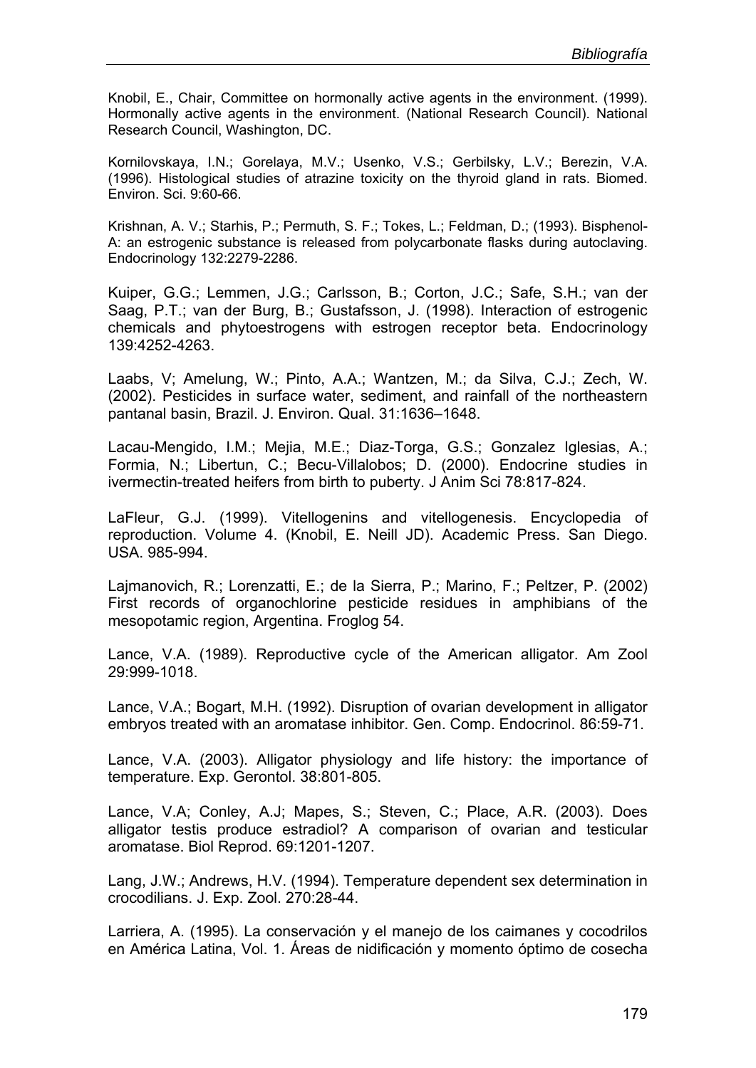Knobil, E., Chair, Committee on hormonally active agents in the environment. (1999). Hormonally active agents in the environment. (National Research Council). National Research Council, Washington, DC.

Kornilovskaya, I.N.; Gorelaya, M.V.; Usenko, V.S.; Gerbilsky, L.V.; Berezin, V.A. (1996). Histological studies of atrazine toxicity on the thyroid gland in rats. Biomed. Environ. Sci. 9:60-66.

Krishnan, A. V.; Starhis, P.; Permuth, S. F.; Tokes, L.; Feldman, D.; (1993). Bisphenol-A: an estrogenic substance is released from polycarbonate flasks during autoclaving. Endocrinology 132:2279-2286.

Kuiper, G.G.; Lemmen, J.G.; Carlsson, B.; Corton, J.C.; Safe, S.H.; van der Saag, P.T.; van der Burg, B.; Gustafsson, J. (1998). Interaction of estrogenic chemicals and phytoestrogens with estrogen receptor beta. Endocrinology 139:4252-4263.

Laabs, V; Amelung, W.; Pinto, A.A.; Wantzen, M.; da Silva, C.J.; Zech, W. (2002). Pesticides in surface water, sediment, and rainfall of the northeastern pantanal basin, Brazil. J. Environ. Qual. 31:1636–1648.

Lacau-Mengido, I.M.; Mejia, M.E.; Diaz-Torga, G.S.; Gonzalez Iglesias, A.; Formia, N.; Libertun, C.; Becu-Villalobos; D. (2000). Endocrine studies in ivermectin-treated heifers from birth to puberty. J Anim Sci 78:817-824.

LaFleur, G.J. (1999). Vitellogenins and vitellogenesis. Encyclopedia of reproduction. Volume 4. (Knobil, E. Neill JD). Academic Press. San Diego. USA. 985-994.

Lajmanovich, R.; Lorenzatti, E.; de la Sierra, P.; Marino, F.; Peltzer, P. (2002) First records of organochlorine pesticide residues in amphibians of the mesopotamic region, Argentina. Froglog 54.

Lance, V.A. (1989). Reproductive cycle of the American alligator. Am Zool 29:999-1018.

Lance, V.A.; Bogart, M.H. (1992). Disruption of ovarian development in alligator embryos treated with an aromatase inhibitor. Gen. Comp. Endocrinol. 86:59-71.

Lance, V.A. (2003). Alligator physiology and life history: the importance of temperature. Exp. Gerontol. 38:801-805.

Lance, V.A; Conley, A.J; Mapes, S.; Steven, C.; Place, A.R. (2003). Does alligator testis produce estradiol? A comparison of ovarian and testicular aromatase. Biol Reprod. 69:1201-1207.

Lang, J.W.; Andrews, H.V. (1994). Temperature dependent sex determination in crocodilians. J. Exp. Zool. 270:28-44.

Larriera, A. (1995). La conservación y el manejo de los caimanes y cocodrilos en América Latina, Vol. 1. Áreas de nidificación y momento óptimo de cosecha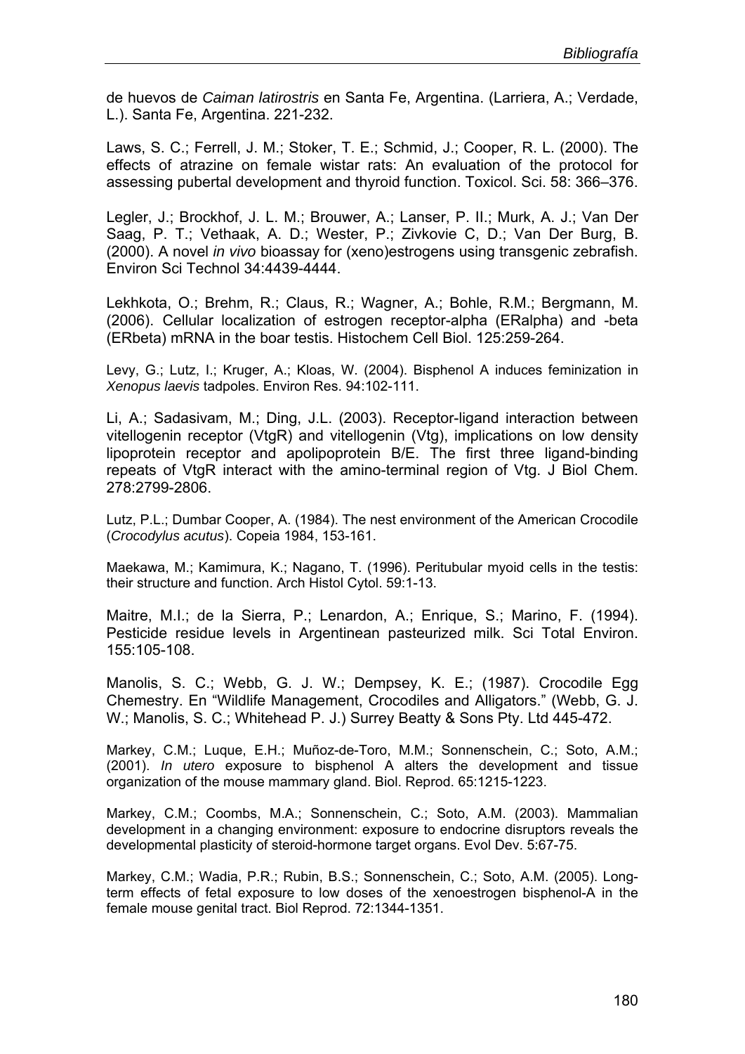de huevos de *Caiman latirostris* en Santa Fe, Argentina. (Larriera, A.; Verdade, L.). Santa Fe, Argentina. 221-232.

Laws, S. C.; Ferrell, J. M.; Stoker, T. E.; Schmid, J.; Cooper, R. L. (2000). The effects of atrazine on female wistar rats: An evaluation of the protocol for assessing pubertal development and thyroid function. Toxicol. Sci. 58: 366–376.

Legler, J.; Brockhof, J. L. M.; Brouwer, A.; Lanser, P. II.; Murk, A. J.; Van Der Saag, P. T.; Vethaak, A. D.; Wester, P.; Zivkovie C, D.; Van Der Burg, B. (2000). A novel *in vivo* bioassay for (xeno)estrogens using transgenic zebrafish. Environ Sci Technol 34:4439-4444.

Lekhkota, O.; Brehm, R.; Claus, R.; Wagner, A.; Bohle, R.M.; Bergmann, M. (2006). Cellular localization of estrogen receptor-alpha (ERalpha) and -beta (ERbeta) mRNA in the boar testis. Histochem Cell Biol. 125:259-264.

Levy, G.; Lutz, I.; Kruger, A.; Kloas, W. (2004). Bisphenol A induces feminization in *Xenopus laevis* tadpoles. Environ Res. 94:102-111.

Li, A.; Sadasivam, M.; Ding, J.L. (2003). Receptor-ligand interaction between vitellogenin receptor (VtgR) and vitellogenin (Vtg), implications on low density lipoprotein receptor and apolipoprotein B/E. The first three ligand-binding repeats of VtgR interact with the amino-terminal region of Vtg. J Biol Chem. 278:2799-2806.

Lutz, P.L.; Dumbar Cooper, A. (1984). The nest environment of the American Crocodile (*Crocodylus acutus*). Copeia 1984, 153-161.

Maekawa, M.; Kamimura, K.; Nagano, T. (1996). Peritubular myoid cells in the testis: their structure and function. Arch Histol Cytol. 59:1-13.

Maitre, M.I.; de la Sierra, P.; Lenardon, A.; Enrique, S.; Marino, F. (1994). Pesticide residue levels in Argentinean pasteurized milk. Sci Total Environ. 155:105-108.

Manolis, S. C.; Webb, G. J. W.; Dempsey, K. E.; (1987). Crocodile Egg Chemestry. En "Wildlife Management, Crocodiles and Alligators." (Webb, G. J. W.; Manolis, S. C.; Whitehead P. J.) Surrey Beatty & Sons Pty. Ltd 445-472.

Markey, C.M.; Luque, E.H.; Muñoz-de-Toro, M.M.; Sonnenschein, C.; Soto, A.M.; (2001). *In utero* exposure to bisphenol A alters the development and tissue organization of the mouse mammary gland. Biol. Reprod. 65:1215-1223.

Markey, C.M.; Coombs, M.A.; Sonnenschein, C.; Soto, A.M. (2003). Mammalian development in a changing environment: exposure to endocrine disruptors reveals the developmental plasticity of steroid-hormone target organs. Evol Dev. 5:67-75.

Markey, C.M.; Wadia, P.R.; Rubin, B.S.; Sonnenschein, C.; Soto, A.M. (2005). Long-term effects of fetal exposure to low doses of the xenoestrogen bisphenol-A in the female mouse genital tract. Biol Reprod. 72:1344-1351.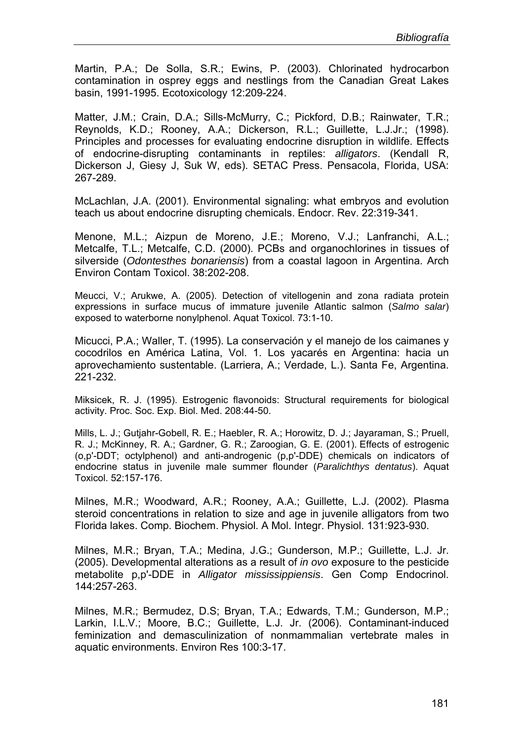Martin, P.A.; De Solla, S.R.; Ewins, P. (2003). Chlorinated hydrocarbon contamination in osprey eggs and nestlings from the Canadian Great Lakes basin, 1991-1995. Ecotoxicology 12:209-224.

Matter, J.M.; Crain, D.A.; Sills-McMurry, C.; Pickford, D.B.; Rainwater, T.R.; Reynolds, K.D.; Rooney, A.A.; Dickerson, R.L.; Guillette, L.J.Jr.; (1998). Principles and processes for evaluating endocrine disruption in wildlife. Effects of endocrine-disrupting contaminants in reptiles: *alligators*. (Kendall R, Dickerson J, Giesy J, Suk W, eds). SETAC Press. Pensacola, Florida, USA: 267-289.

McLachlan, J.A. (2001). Environmental signaling: what embryos and evolution teach us about endocrine disrupting chemicals. Endocr. Rev. 22:319-341.

Menone, M.L.; Aizpun de Moreno, J.E.; Moreno, V.J.; Lanfranchi, A.L.; Metcalfe, T.L.; Metcalfe, C.D. (2000). PCBs and organochlorines in tissues of silverside (*Odontesthes bonariensis*) from a coastal lagoon in Argentina. Arch Environ Contam Toxicol. 38:202-208.

Meucci, V.; Arukwe, A. (2005). Detection of vitellogenin and zona radiata protein expressions in surface mucus of immature juvenile Atlantic salmon (*Salmo salar*) exposed to waterborne nonylphenol. Aquat Toxicol. 73:1-10.

Micucci, P.A.; Waller, T. (1995). La conservación y el manejo de los caimanes y cocodrilos en América Latina, Vol. 1. Los yacarés en Argentina: hacia un aprovechamiento sustentable. (Larriera, A.; Verdade, L.). Santa Fe, Argentina. 221-232.

Miksicek, R. J. (1995). Estrogenic flavonoids: Structural requirements for biological activity. Proc. Soc. Exp. Biol. Med. 208:44-50.

Mills, L. J.; Gutjahr-Gobell, R. E.; Haebler, R. A.; Horowitz, D. J.; Jayaraman, S.; Pruell, R. J.; McKinney, R. A.; Gardner, G. R.; Zaroogian, G. E. (2001). Effects of estrogenic (o,p'-DDT; octylphenol) and anti-androgenic (p,p'-DDE) chemicals on indicators of endocrine status in juvenile male summer flounder (*Paralichthys dentatus*). Aquat Toxicol. 52:157-176.

Milnes, M.R.; Woodward, A.R.; Rooney, A.A.; Guillette, L.J. (2002). Plasma steroid concentrations in relation to size and age in juvenile alligators from two Florida lakes. Comp. Biochem. Physiol. A Mol. Integr. Physiol. 131:923-930.

Milnes, M.R.; Bryan, T.A.; Medina, J.G.; Gunderson, M.P.; Guillette, L.J. Jr. (2005). Developmental alterations as a result of *in ovo* exposure to the pesticide metabolite p,p'-DDE in *Alligator mississippiensis*. Gen Comp Endocrinol. 144:257-263.

Milnes, M.R.; Bermudez, D.S; Bryan, T.A.; Edwards, T.M.; Gunderson, M.P.; Larkin, I.L.V.; Moore, B.C.; Guillette, L.J. Jr. (2006). Contaminant-induced feminization and demasculinization of nonmammalian vertebrate males in aquatic environments. Environ Res 100:3-17.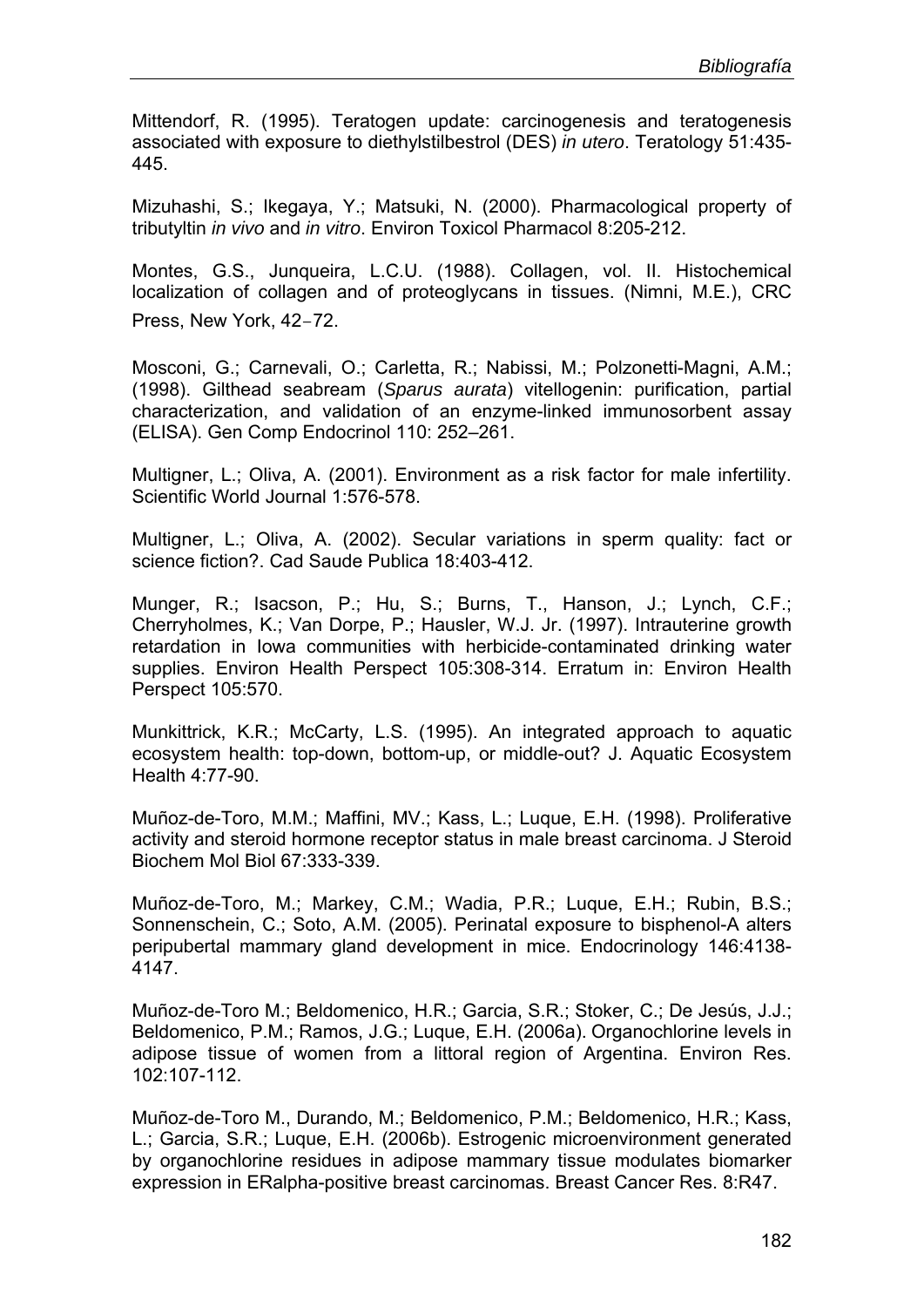Mittendorf, R. (1995). Teratogen update: carcinogenesis and teratogenesis associated with exposure to diethylstilbestrol (DES) *in utero*. Teratology 51:435-445.

Mizuhashi, S.; Ikegaya, Y.; Matsuki, N. (2000). Pharmacological property of tributyltin *in vivo* and *in vitro*. Environ Toxicol Pharmacol 8:205-212.

Montes, G.S., Junqueira, L.C.U. (1988). Collagen, vol. II. Histochemical localization of collagen and of proteoglycans in tissues. (Nimni, M.E.), CRC Press, New York, 42–72.

Mosconi, G.; Carnevali, O.; Carletta, R.; Nabissi, M.; Polzonetti-Magni, A.M.; (1998). Gilthead seabream (*Sparus aurata*) vitellogenin: purification, partial characterization, and validation of an enzyme-linked immunosorbent assay (ELISA). Gen Comp Endocrinol 110: 252–261.

Multigner, L.; Oliva, A. (2001). Environment as a risk factor for male infertility. Scientific World Journal 1:576-578.

Multigner, L.; Oliva, A. (2002). Secular variations in sperm quality: fact or science fiction?. Cad Saude Publica 18:403-412.

Munger, R.; Isacson, P.; Hu, S.; Burns, T., Hanson, J.; Lynch, C.F.; Cherryholmes, K.; Van Dorpe, P.; Hausler, W.J. Jr. (1997). Intrauterine growth retardation in Iowa communities with herbicide-contaminated drinking water supplies. Environ Health Perspect 105:308-314. Erratum in: Environ Health Perspect 105:570.

Munkittrick, K.R.; McCarty, L.S. (1995). An integrated approach to aquatic ecosystem health: top-down, bottom-up, or middle-out? J. Aquatic Ecosystem Health 4:77-90.

Muñoz-de-Toro, M.M.; Maffini, MV.; Kass, L.; Luque, E.H. (1998). Proliferative activity and steroid hormone receptor status in male breast carcinoma. J Steroid Biochem Mol Biol 67:333-339.

Muñoz-de-Toro, M.; Markey, C.M.; Wadia, P.R.; Luque, E.H.; Rubin, B.S.; Sonnenschein, C.; Soto, A.M. (2005). Perinatal exposure to bisphenol-A alters peripubertal mammary gland development in mice. Endocrinology 146:4138-4147.

Muñoz-de-Toro M.; Beldomenico, H.R.; Garcia, S.R.; Stoker, C.; De Jesús, J.J.; Beldomenico, P.M.; Ramos, J.G.; Luque, E.H. (2006a). Organochlorine levels in adipose tissue of women from a littoral region of Argentina. Environ Res. 102:107-112.

Muñoz-de-Toro M., Durando, M.; Beldomenico, P.M.; Beldomenico, H.R.; Kass, L.; Garcia, S.R.; Luque, E.H. (2006b). Estrogenic microenvironment generated by organochlorine residues in adipose mammary tissue modulates biomarker expression in ERalpha-positive breast carcinomas. Breast Cancer Res. 8:R47.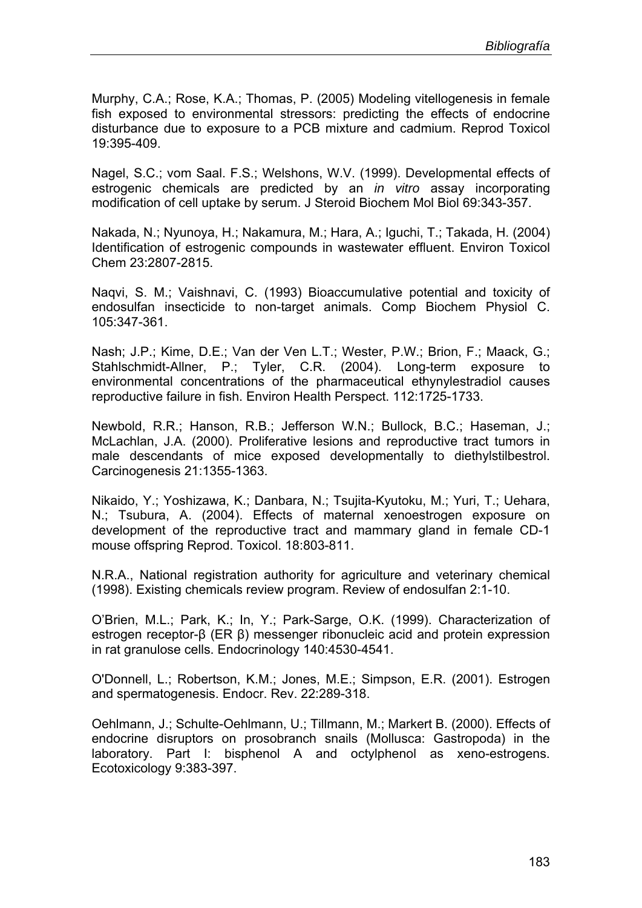Murphy, C.A.; Rose, K.A.; Thomas, P. (2005) Modeling vitellogenesis in female fish exposed to environmental stressors: predicting the effects of endocrine disturbance due to exposure to a PCB mixture and cadmium. Reprod Toxicol 19:395-409.

Nagel, S.C.; vom Saal. F.S.; Welshons, W.V. (1999). Developmental effects of estrogenic chemicals are predicted by an *in vitro* assay incorporating modification of cell uptake by serum. J Steroid Biochem Mol Biol 69:343-357.

Nakada, N.; Nyunoya, H.; Nakamura, M.; Hara, A.; Iguchi, T.; Takada, H. (2004) Identification of estrogenic compounds in wastewater effluent. Environ Toxicol Chem 23:2807-2815.

Naqvi, S. M.; Vaishnavi, C. (1993) Bioaccumulative potential and toxicity of endosulfan insecticide to non-target animals. Comp Biochem Physiol C. 105:347-361.

Nash; J.P.; Kime, D.E.; Van der Ven L.T.; Wester, P.W.; Brion, F.; Maack, G.; Stahlschmidt-Allner, P.; Tyler, C.R. (2004). Long-term exposure to environmental concentrations of the pharmaceutical ethynylestradiol causes reproductive failure in fish. Environ Health Perspect. 112:1725-1733.

Newbold, R.R.; Hanson, R.B.; Jefferson W.N.; Bullock, B.C.; Haseman, J.; McLachlan, J.A. (2000). Proliferative lesions and reproductive tract tumors in male descendants of mice exposed developmentally to diethylstilbestrol. Carcinogenesis 21:1355-1363.

Nikaido, Y.; Yoshizawa, K.; Danbara, N.; Tsujita-Kyutoku, M.; Yuri, T.; Uehara, N.; Tsubura, A. (2004). Effects of maternal xenoestrogen exposure on development of the reproductive tract and mammary gland in female CD-1 mouse offspring Reprod. Toxicol. 18:803-811.

N.R.A., National registration authority for agriculture and veterinary chemical (1998). Existing chemicals review program. Review of endosulfan 2:1-10.

O'Brien, M.L.; Park, K.; In, Y.; Park-Sarge, O.K. (1999). Characterization of estrogen receptor-β (ER β) messenger ribonucleic acid and protein expression in rat granulose cells. Endocrinology 140:4530-4541.

O'Donnell, L.; Robertson, K.M.; Jones, M.E.; Simpson, E.R. (2001). Estrogen and spermatogenesis. Endocr. Rev. 22:289-318.

Oehlmann, J.; Schulte-Oehlmann, U.; Tillmann, M.; Markert B. (2000). Effects of endocrine disruptors on prosobranch snails (Mollusca: Gastropoda) in the laboratory. Part I: bisphenol A and octylphenol as xeno-estrogens. Ecotoxicology 9:383-397.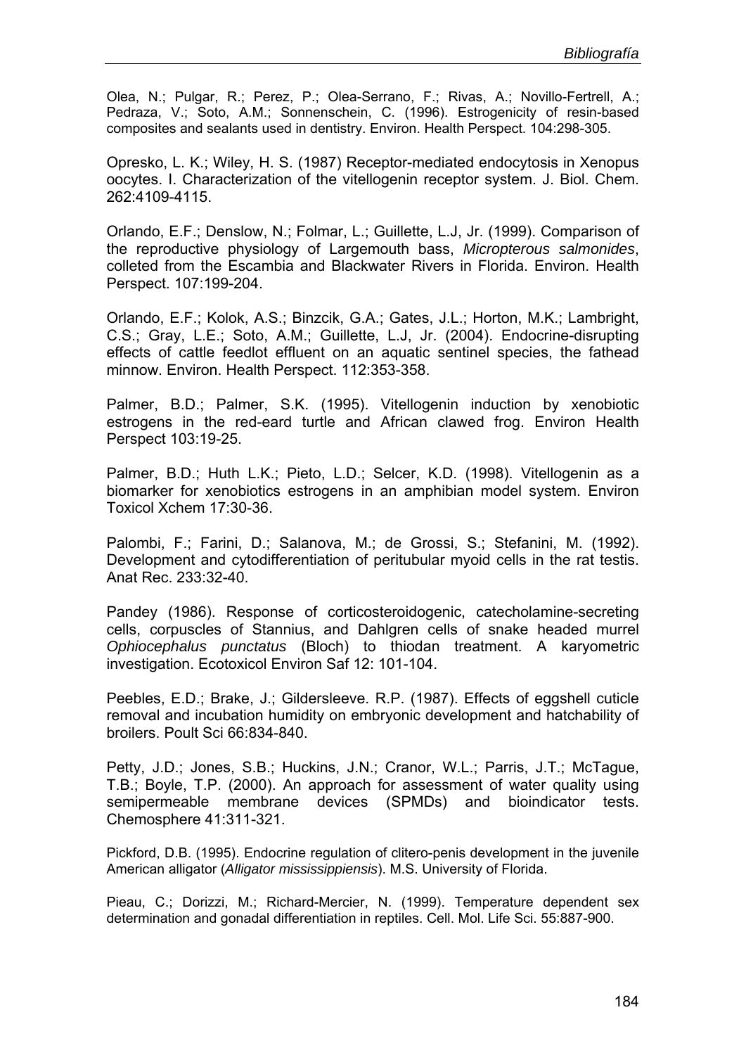Olea, N.; Pulgar, R.; Perez, P.; Olea-Serrano, F.; Rivas, A.; Novillo-Fertrell, A.; Pedraza, V.; Soto, A.M.; Sonnenschein, C. (1996). Estrogenicity of resin-based composites and sealants used in dentistry. Environ. Health Perspect. 104:298-305.

Opresko, L. K.; Wiley, H. S. (1987) Receptor-mediated endocytosis in Xenopus oocytes. I. Characterization of the vitellogenin receptor system. J. Biol. Chem. 262:4109-4115.

Orlando, E.F.; Denslow, N.; Folmar, L.; Guillette, L.J, Jr. (1999). Comparison of the reproductive physiology of Largemouth bass, *Micropterous salmonides*, colleted from the Escambia and Blackwater Rivers in Florida. Environ. Health Perspect. 107:199-204.

Orlando, E.F.; Kolok, A.S.; Binzcik, G.A.; Gates, J.L.; Horton, M.K.; Lambright, C.S.; Gray, L.E.; Soto, A.M.; Guillette, L.J, Jr. (2004). Endocrine-disrupting effects of cattle feedlot effluent on an aquatic sentinel species, the fathead minnow. Environ. Health Perspect. 112:353-358.

Palmer, B.D.; Palmer, S.K. (1995). Vitellogenin induction by xenobiotic estrogens in the red-eard turtle and African clawed frog. Environ Health Perspect 103:19-25.

Palmer, B.D.; Huth L.K.; Pieto, L.D.; Selcer, K.D. (1998). Vitellogenin as a biomarker for xenobiotics estrogens in an amphibian model system. Environ Toxicol Xchem 17:30-36.

Palombi, F.; Farini, D.; Salanova, M.; de Grossi, S.; Stefanini, M. (1992). Development and cytodifferentiation of peritubular myoid cells in the rat testis. Anat Rec. 233:32-40.

Pandey (1986). Response of corticosteroidogenic, catecholamine-secreting cells, corpuscles of Stannius, and Dahlgren cells of snake headed murrel *Ophiocephalus punctatus* (Bloch) to thiodan treatment. A karyometric investigation. Ecotoxicol Environ Saf 12: 101-104.

Peebles, E.D.; Brake, J.; Gildersleeve. R.P. (1987). Effects of eggshell cuticle removal and incubation humidity on embryonic development and hatchability of broilers. Poult Sci 66:834-840.

Petty, J.D.; Jones, S.B.; Huckins, J.N.; Cranor, W.L.; Parris, J.T.; McTague, T.B.; Boyle, T.P. (2000). An approach for assessment of water quality using semipermeable membrane devices (SPMDs) and bioindicator tests. Chemosphere 41:311-321.

Pickford, D.B. (1995). Endocrine regulation of clitero-penis development in the juvenile American alligator (*Alligator mississippiensis*). M.S. University of Florida.

Pieau, C.; Dorizzi, M.; Richard-Mercier, N. (1999). Temperature dependent sex determination and gonadal differentiation in reptiles. Cell. Mol. Life Sci. 55:887-900.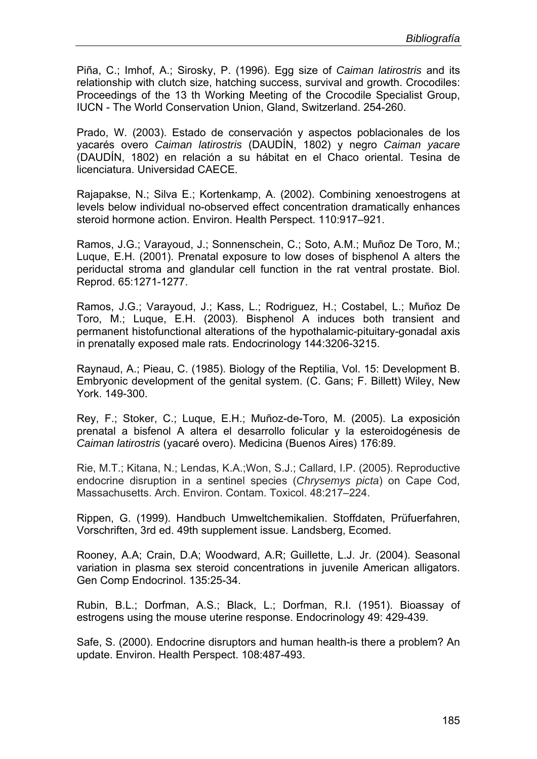Piña, C.; Imhof, A.; Sirosky, P. (1996). Egg size of *Caiman latirostris* and its relationship with clutch size, hatching success, survival and growth. Crocodiles: Proceedings of the 13 th Working Meeting of the Crocodile Specialist Group, IUCN - The World Conservation Union, Gland, Switzerland. 254-260.

Prado, W. (2003). Estado de conservación y aspectos poblacionales de los yacarés overo *Caiman latirostris* (DAUDÍN, 1802) y negro *Caiman yacare* (DAUDÍN, 1802) en relación a su hábitat en el Chaco oriental. Tesina de licenciatura. Universidad CAECE.

Rajapakse, N.; Silva E.; Kortenkamp, A. (2002). Combining xenoestrogens at levels below individual no-observed effect concentration dramatically enhances steroid hormone action. Environ. Health Perspect. 110:917–921.

Ramos, J.G.; Varayoud, J.; Sonnenschein, C.; Soto, A.M.; Muñoz De Toro, M.; Luque, E.H. (2001). Prenatal exposure to low doses of bisphenol A alters the periductal stroma and glandular cell function in the rat ventral prostate. Biol. Reprod. 65:1271-1277.

Ramos, J.G.; Varayoud, J.; Kass, L.; Rodriguez, H.; Costabel, L.; Muñoz De Toro, M.; Luque, E.H. (2003). Bisphenol A induces both transient and permanent histofunctional alterations of the hypothalamic-pituitary-gonadal axis in prenatally exposed male rats. Endocrinology 144:3206-3215.

Raynaud, A.; Pieau, C. (1985). Biology of the Reptilia, Vol. 15: Development B. Embryonic development of the genital system. (C. Gans; F. Billett) Wiley, New York. 149-300.

Rey, F.; Stoker, C.; Luque, E.H.; Muñoz-de-Toro, M. (2005). La exposición prenatal a bisfenol A altera el desarrollo folicular y la esteroidogénesis de *Caiman latirostris* (yacaré overo). Medicina (Buenos Aires) 176:89.

Rie, M.T.; Kitana, N.; Lendas, K.A.;Won, S.J.; Callard, I.P. (2005). Reproductive endocrine disruption in a sentinel species (*Chrysemys picta*) on Cape Cod, Massachusetts. Arch. Environ. Contam. Toxicol. 48:217–224.

Rippen, G. (1999). Handbuch Umweltchemikalien. Stoffdaten, Prüfuerfahren, Vorschriften, 3rd ed. 49th supplement issue. Landsberg, Ecomed.

Rooney, A.A; Crain, D.A; Woodward, A.R; Guillette, L.J. Jr. (2004). Seasonal variation in plasma sex steroid concentrations in juvenile American alligators. Gen Comp Endocrinol. 135:25-34.

Rubin, B.L.; Dorfman, A.S.; Black, L.; Dorfman, R.I. (1951). Bioassay of estrogens using the mouse uterine response. Endocrinology 49: 429-439.

Safe, S. (2000). Endocrine disruptors and human health-is there a problem? An update. Environ. Health Perspect. 108:487-493.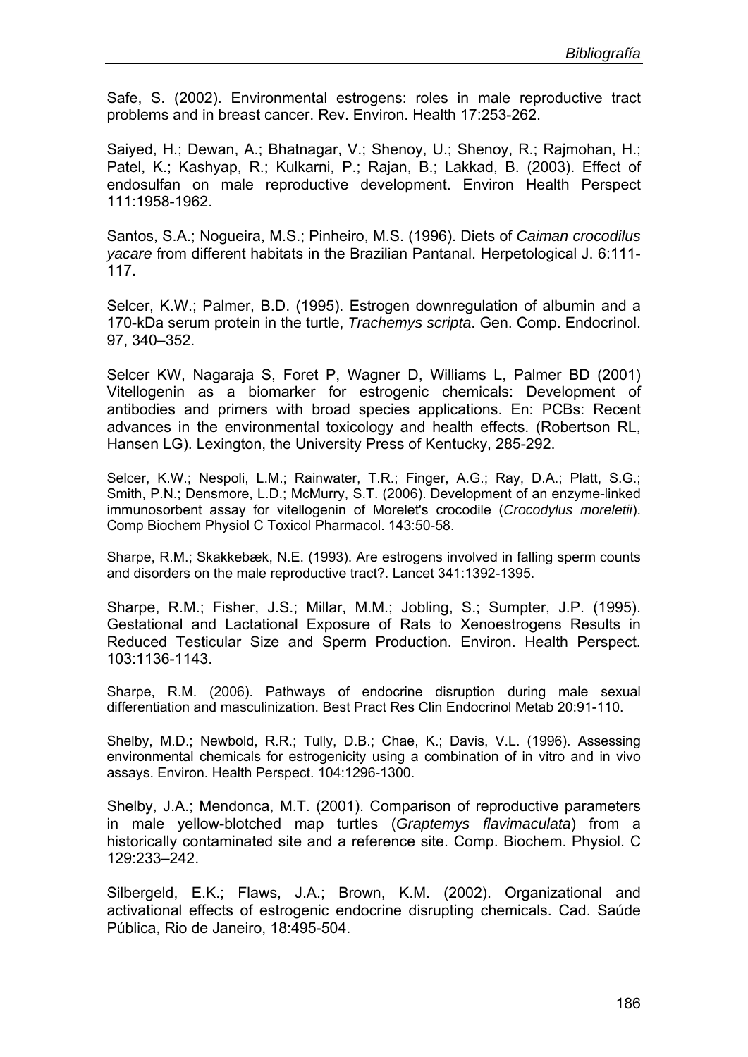Safe, S. (2002). Environmental estrogens: roles in male reproductive tract problems and in breast cancer. Rev. Environ. Health 17:253-262.

Saiyed, H.; Dewan, A.; Bhatnagar, V.; Shenoy, U.; Shenoy, R.; Rajmohan, H.; Patel, K.; Kashyap, R.; Kulkarni, P.; Rajan, B.; Lakkad, B. (2003). Effect of endosulfan on male reproductive development. Environ Health Perspect 111:1958-1962.

Santos, S.A.; Nogueira, M.S.; Pinheiro, M.S. (1996). Diets of *Caiman crocodilus yacare* from different habitats in the Brazilian Pantanal. Herpetological J. 6:111-117.

Selcer, K.W.; Palmer, B.D. (1995). Estrogen downregulation of albumin and a 170-kDa serum protein in the turtle, *Trachemys scripta*. Gen. Comp. Endocrinol. 97, 340–352.

Selcer KW, Nagaraja S, Foret P, Wagner D, Williams L, Palmer BD (2001) Vitellogenin as a biomarker for estrogenic chemicals: Development of antibodies and primers with broad species applications. En: PCBs: Recent advances in the environmental toxicology and health effects. (Robertson RL, Hansen LG). Lexington, the University Press of Kentucky, 285-292.

Selcer, K.W.; Nespoli, L.M.; Rainwater, T.R.; Finger, A.G.; Ray, D.A.; Platt, S.G.; Smith, P.N.; Densmore, L.D.; McMurry, S.T. (2006). Development of an enzyme-linked immunosorbent assay for vitellogenin of Morelet's crocodile (*Crocodylus moreletii*). Comp Biochem Physiol C Toxicol Pharmacol. 143:50-58.

Sharpe, R.M.; Skakkebæk, N.E. (1993). Are estrogens involved in falling sperm counts and disorders on the male reproductive tract?. Lancet 341:1392-1395.

Sharpe, R.M.; Fisher, J.S.; Millar, M.M.; Jobling, S.; Sumpter, J.P. (1995). Gestational and Lactational Exposure of Rats to Xenoestrogens Results in Reduced Testicular Size and Sperm Production. Environ. Health Perspect. 103:1136-1143.

Sharpe, R.M. (2006). Pathways of endocrine disruption during male sexual differentiation and masculinization. Best Pract Res Clin Endocrinol Metab 20:91-110.

Shelby, M.D.; Newbold, R.R.; Tully, D.B.; Chae, K.; Davis, V.L. (1996). Assessing environmental chemicals for estrogenicity using a combination of in vitro and in vivo assays. Environ. Health Perspect. 104:1296-1300.

Shelby, J.A.; Mendonca, M.T. (2001). Comparison of reproductive parameters in male yellow-blotched map turtles (*Graptemys flavimaculata*) from a historically contaminated site and a reference site. Comp. Biochem. Physiol. C 129:233–242.

Silbergeld, E.K.; Flaws, J.A.; Brown, K.M. (2002). Organizational and activational effects of estrogenic endocrine disrupting chemicals. Cad. Saúde Pública, Rio de Janeiro, 18:495-504.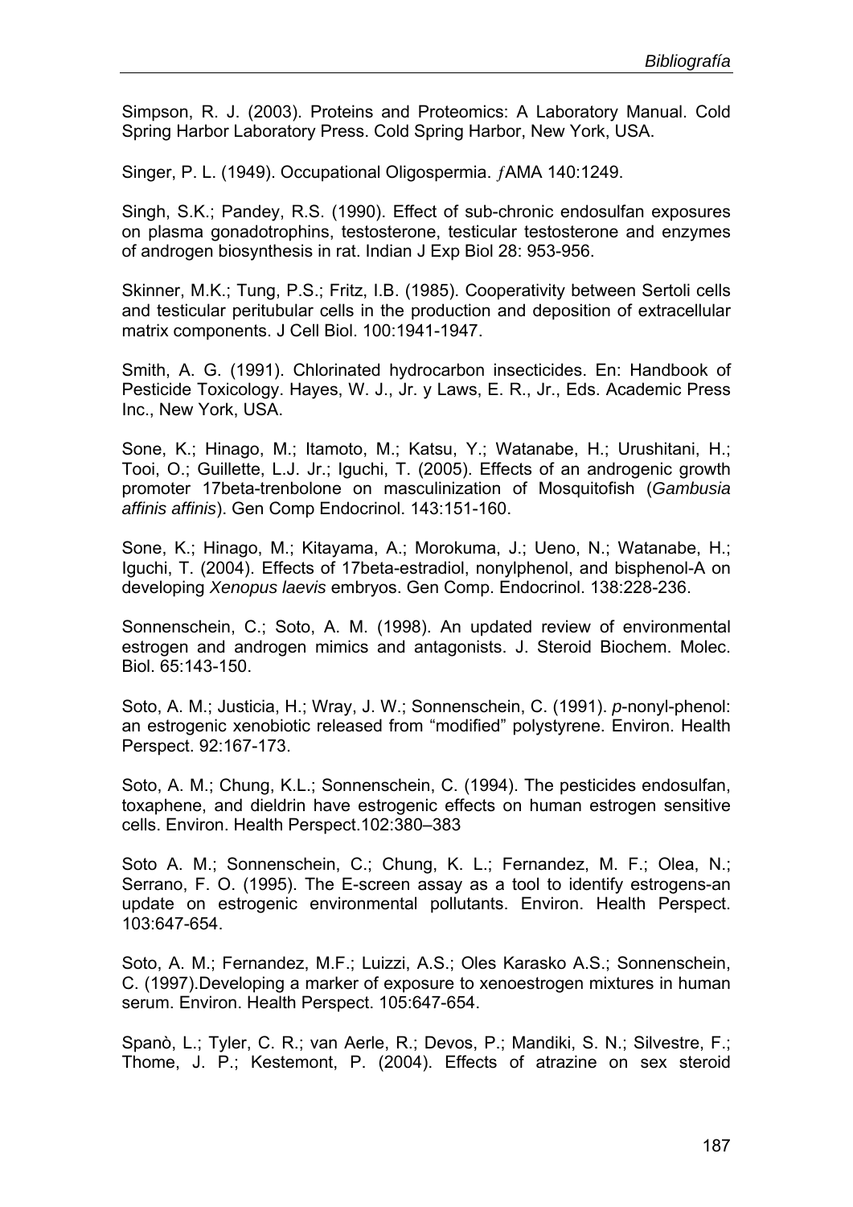Simpson, R. J. (2003). Proteins and Proteomics: A Laboratory Manual. Cold Spring Harbor Laboratory Press. Cold Spring Harbor, New York, USA.

Singer, P. L. (1949). Occupational Oligospermia. ƒAMA 140:1249.

Singh, S.K.; Pandey, R.S. (1990). Effect of sub-chronic endosulfan exposures on plasma gonadotrophins, testosterone, testicular testosterone and enzymes of androgen biosynthesis in rat. Indian J Exp Biol 28: 953-956.

Skinner, M.K.; Tung, P.S.; Fritz, I.B. (1985). Cooperativity between Sertoli cells and testicular peritubular cells in the production and deposition of extracellular matrix components. J Cell Biol. 100:1941-1947.

Smith, A. G. (1991). Chlorinated hydrocarbon insecticides. En: Handbook of Pesticide Toxicology. Hayes, W. J., Jr. y Laws, E. R., Jr., Eds. Academic Press Inc., New York, USA.

Sone, K.; Hinago, M.; Itamoto, M.; Katsu, Y.; Watanabe, H.; Urushitani, H.; Tooi, O.; Guillette, L.J. Jr.; Iguchi, T. (2005). Effects of an androgenic growth promoter 17beta-trenbolone on masculinization of Mosquitofish (*Gambusia affinis affinis*). Gen Comp Endocrinol. 143:151-160.

Sone, K.; Hinago, M.; Kitayama, A.; Morokuma, J.; Ueno, N.; Watanabe, H.; Iguchi, T. (2004). Effects of 17beta-estradiol, nonylphenol, and bisphenol-A on developing *Xenopus laevis* embryos. Gen Comp. Endocrinol. 138:228-236.

Sonnenschein, C.; Soto, A. M. (1998). An updated review of environmental estrogen and androgen mimics and antagonists. J. Steroid Biochem. Molec. Biol. 65:143-150.

Soto, A. M.; Justicia, H.; Wray, J. W.; Sonnenschein, C. (1991). *p*-nonyl-phenol: an estrogenic xenobiotic released from "modified" polystyrene. Environ. Health Perspect. 92:167-173.

Soto, A. M.; Chung, K.L.; Sonnenschein, C. (1994). The pesticides endosulfan, toxaphene, and dieldrin have estrogenic effects on human estrogen sensitive cells. Environ. Health Perspect.102:380–383

Soto A. M.; Sonnenschein, C.; Chung, K. L.; Fernandez, M. F.; Olea, N.; Serrano, F. O. (1995). The E-screen assay as a tool to identify estrogens-an update on estrogenic environmental pollutants. Environ. Health Perspect. 103:647-654.

Soto, A. M.; Fernandez, M.F.; Luizzi, A.S.; Oles Karasko A.S.; Sonnenschein, C. (1997).Developing a marker of exposure to xenoestrogen mixtures in human serum. Environ. Health Perspect. 105:647-654.

Spanò, L.; Tyler, C. R.; van Aerle, R.; Devos, P.; Mandiki, S. N.; Silvestre, F.; Thome, J. P.; Kestemont, P. (2004). Effects of atrazine on sex steroid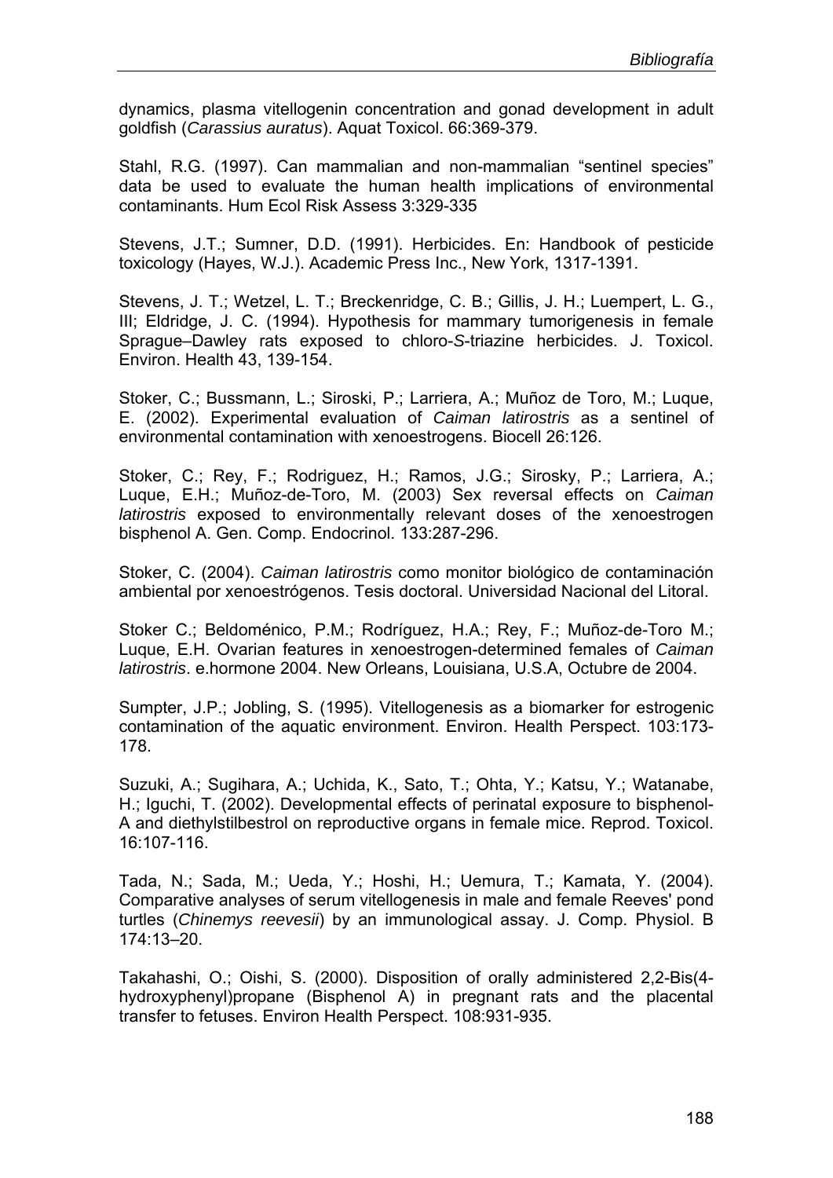dynamics, plasma vitellogenin concentration and gonad development in adult goldfish (*Carassius auratus*). Aquat Toxicol. 66:369-379.

Stahl, R.G. (1997). Can mammalian and non-mammalian "sentinel species" data be used to evaluate the human health implications of environmental contaminants. Hum Ecol Risk Assess 3:329-335

Stevens, J.T.; Sumner, D.D. (1991). Herbicides. En: Handbook of pesticide toxicology (Hayes, W.J.). Academic Press Inc., New York, 1317-1391.

Stevens, J. T.; Wetzel, L. T.; Breckenridge, C. B.; Gillis, J. H.; Luempert, L. G., III; Eldridge, J. C. (1994). Hypothesis for mammary tumorigenesis in female Sprague–Dawley rats exposed to chloro-*S*-triazine herbicides. J. Toxicol. Environ. Health 43, 139-154.

Stoker, C.; Bussmann, L.; Siroski, P.; Larriera, A.; Muñoz de Toro, M.; Luque, E. (2002). Experimental evaluation of *Caiman latirostris* as a sentinel of environmental contamination with xenoestrogens. Biocell 26:126.

Stoker, C.; Rey, F.; Rodriguez, H.; Ramos, J.G.; Sirosky, P.; Larriera, A.; Luque, E.H.; Muñoz-de-Toro, M. (2003) Sex reversal effects on *Caiman latirostris* exposed to environmentally relevant doses of the xenoestrogen bisphenol A. Gen. Comp. Endocrinol. 133:287-296.

Stoker, C. (2004). *Caiman latirostris* como monitor biológico de contaminación ambiental por xenoestrógenos. Tesis doctoral. Universidad Nacional del Litoral.

Stoker C.; Beldoménico, P.M.; Rodríguez, H.A.; Rey, F.; Muñoz-de-Toro M.; Luque, E.H. Ovarian features in xenoestrogen-determined females of *Caiman latirostris*. e.hormone 2004. New Orleans, Louisiana, U.S.A, Octubre de 2004.

Sumpter, J.P.; Jobling, S. (1995). Vitellogenesis as a biomarker for estrogenic contamination of the aquatic environment. Environ. Health Perspect. 103:173-178.

Suzuki, A.; Sugihara, A.; Uchida, K., Sato, T.; Ohta, Y.; Katsu, Y.; Watanabe, H.; Iguchi, T. (2002). Developmental effects of perinatal exposure to bisphenol-A and diethylstilbestrol on reproductive organs in female mice. Reprod. Toxicol. 16:107-116.

Tada, N.; Sada, M.; Ueda, Y.; Hoshi, H.; Uemura, T.; Kamata, Y. (2004). Comparative analyses of serum vitellogenesis in male and female Reeves' pond turtles (*Chinemys reevesii*) by an immunological assay. J. Comp. Physiol. B 174:13–20.

Takahashi, O.; Oishi, S. (2000). Disposition of orally administered 2,2-Bis(4-hydroxyphenyl)propane (Bisphenol A) in pregnant rats and the placental transfer to fetuses. Environ Health Perspect. 108:931-935.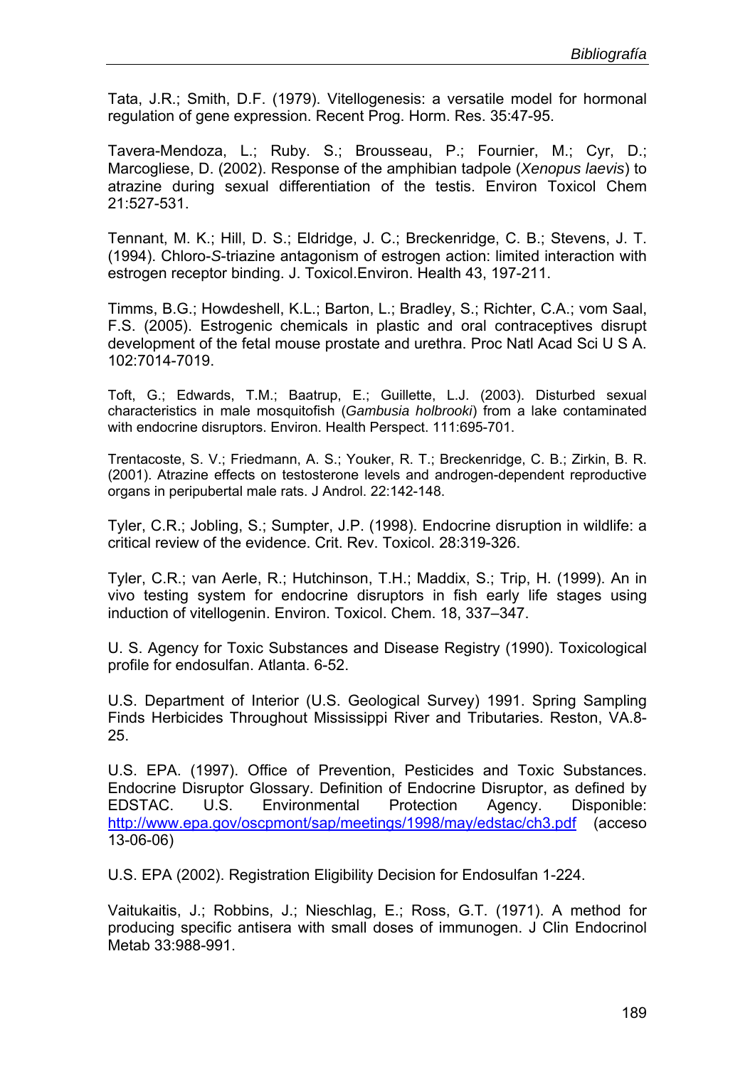Tata, J.R.; Smith, D.F. (1979). Vitellogenesis: a versatile model for hormonal regulation of gene expression. Recent Prog. Horm. Res. 35:47-95.

Tavera-Mendoza, L.; Ruby. S.; Brousseau, P.; Fournier, M.; Cyr, D.; Marcogliese, D. (2002). Response of the amphibian tadpole (*Xenopus laevis*) to atrazine during sexual differentiation of the testis. Environ Toxicol Chem 21:527-531.

Tennant, M. K.; Hill, D. S.; Eldridge, J. C.; Breckenridge, C. B.; Stevens, J. T. (1994). Chloro-*S*-triazine antagonism of estrogen action: limited interaction with estrogen receptor binding. J. Toxicol.Environ. Health 43, 197-211.

Timms, B.G.; Howdeshell, K.L.; Barton, L.; Bradley, S.; Richter, C.A.; vom Saal, F.S. (2005). Estrogenic chemicals in plastic and oral contraceptives disrupt development of the fetal mouse prostate and urethra. Proc Natl Acad Sci U S A. 102:7014-7019.

Toft, G.; Edwards, T.M.; Baatrup, E.; Guillette, L.J. (2003). Disturbed sexual characteristics in male mosquitofish (*Gambusia holbrooki*) from a lake contaminated with endocrine disruptors. Environ. Health Perspect. 111:695-701.

Trentacoste, S. V.; Friedmann, A. S.; Youker, R. T.; Breckenridge, C. B.; Zirkin, B. R. (2001). Atrazine effects on testosterone levels and androgen-dependent reproductive organs in peripubertal male rats. J Androl. 22:142-148.

Tyler, C.R.; Jobling, S.; Sumpter, J.P. (1998). Endocrine disruption in wildlife: a critical review of the evidence. Crit. Rev. Toxicol. 28:319-326.

Tyler, C.R.; van Aerle, R.; Hutchinson, T.H.; Maddix, S.; Trip, H. (1999). An in vivo testing system for endocrine disruptors in fish early life stages using induction of vitellogenin. Environ. Toxicol. Chem. 18, 337–347.

U. S. Agency for Toxic Substances and Disease Registry (1990). Toxicological profile for endosulfan. Atlanta. 6-52.

U.S. Department of Interior (U.S. Geological Survey) 1991. Spring Sampling Finds Herbicides Throughout Mississippi River and Tributaries. Reston, VA.8-25.

U.S. EPA. (1997). Office of Prevention, Pesticides and Toxic Substances. Endocrine Disruptor Glossary. Definition of Endocrine Disruptor, as defined by EDSTAC. U.S. Environmental Protection Agency. Disponible: http://www.epa.gov/oscpmont/sap/meetings/1998/may/edstac/ch3.pdf (acceso 13-06-06)

U.S. EPA (2002). Registration Eligibility Decision for Endosulfan 1-224.

Vaitukaitis, J.; Robbins, J.; Nieschlag, E.; Ross, G.T. (1971). A method for producing specific antisera with small doses of immunogen. J Clin Endocrinol Metab 33:988-991.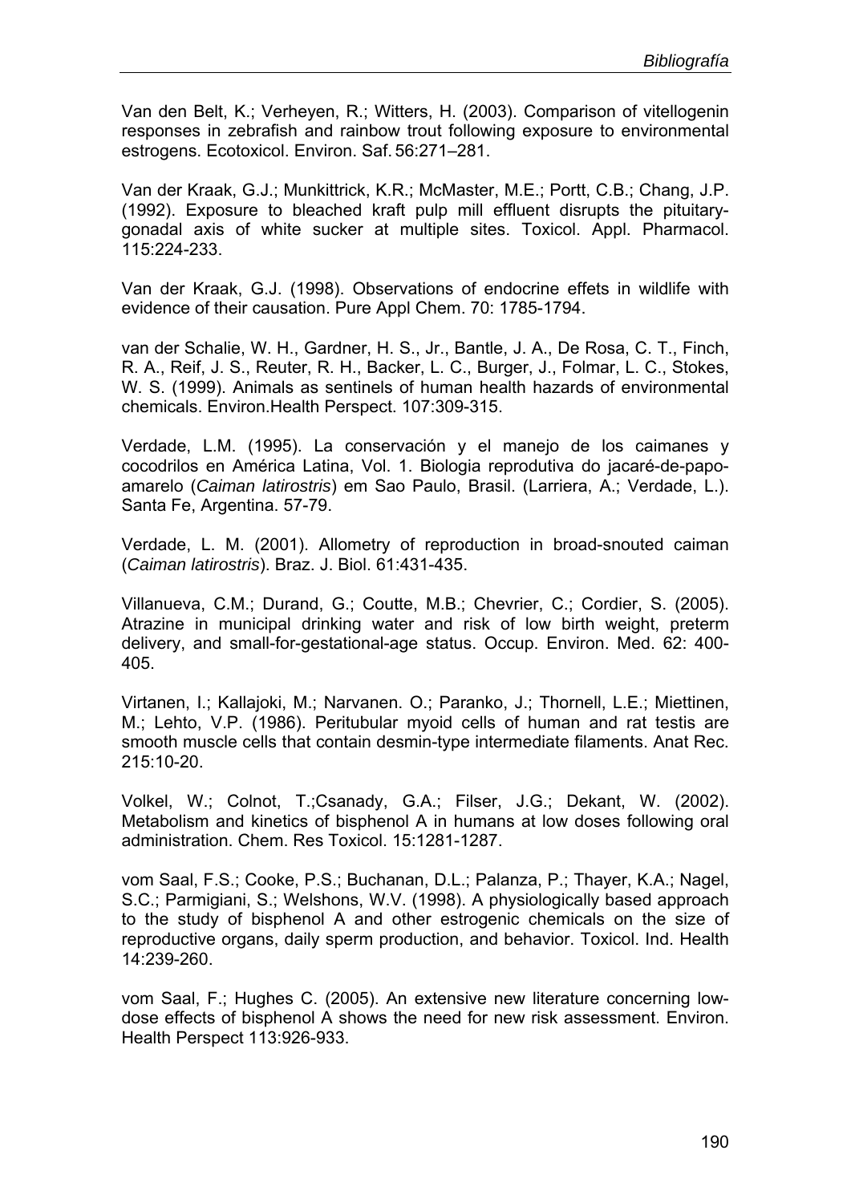Van den Belt, K.; Verheyen, R.; Witters, H. (2003). Comparison of vitellogenin responses in zebrafish and rainbow trout following exposure to environmental estrogens. Ecotoxicol. Environ. Saf. 56:271–281.

Van der Kraak, G.J.; Munkittrick, K.R.; McMaster, M.E.; Portt, C.B.; Chang, J.P. (1992). Exposure to bleached kraft pulp mill effluent disrupts the pituitary-gonadal axis of white sucker at multiple sites. Toxicol. Appl. Pharmacol. 115:224-233.

Van der Kraak, G.J. (1998). Observations of endocrine effets in wildlife with evidence of their causation. Pure Appl Chem. 70: 1785-1794.

van der Schalie, W. H., Gardner, H. S., Jr., Bantle, J. A., De Rosa, C. T., Finch, R. A., Reif, J. S., Reuter, R. H., Backer, L. C., Burger, J., Folmar, L. C., Stokes, W. S. (1999). Animals as sentinels of human health hazards of environmental chemicals. Environ.Health Perspect. 107:309-315.

Verdade, L.M. (1995). La conservación y el manejo de los caimanes y cocodrilos en América Latina, Vol. 1. Biologia reprodutiva do jacaré-de-papo-amarelo (*Caiman latirostris*) em Sao Paulo, Brasil. (Larriera, A.; Verdade, L.). Santa Fe, Argentina. 57-79.

Verdade, L. M. (2001). Allometry of reproduction in broad-snouted caiman (*Caiman latirostris*). Braz. J. Biol. 61:431-435.

Villanueva, C.M.; Durand, G.; Coutte, M.B.; Chevrier, C.; Cordier, S. (2005). Atrazine in municipal drinking water and risk of low birth weight, preterm delivery, and small-for-gestational-age status. Occup. Environ. Med. 62: 400-405.

Virtanen, I.; Kallajoki, M.; Narvanen. O.; Paranko, J.; Thornell, L.E.; Miettinen, M.; Lehto, V.P. (1986). Peritubular myoid cells of human and rat testis are smooth muscle cells that contain desmin-type intermediate filaments. Anat Rec. 215:10-20.

Volkel, W.; Colnot, T.;Csanady, G.A.; Filser, J.G.; Dekant, W. (2002). Metabolism and kinetics of bisphenol A in humans at low doses following oral administration. Chem. Res Toxicol. 15:1281-1287.

vom Saal, F.S.; Cooke, P.S.; Buchanan, D.L.; Palanza, P.; Thayer, K.A.; Nagel, S.C.; Parmigiani, S.; Welshons, W.V. (1998). A physiologically based approach to the study of bisphenol A and other estrogenic chemicals on the size of reproductive organs, daily sperm production, and behavior. Toxicol. Ind. Health 14:239-260.

vom Saal, F.; Hughes C. (2005). An extensive new literature concerning low-dose effects of bisphenol A shows the need for new risk assessment. Environ. Health Perspect 113:926-933.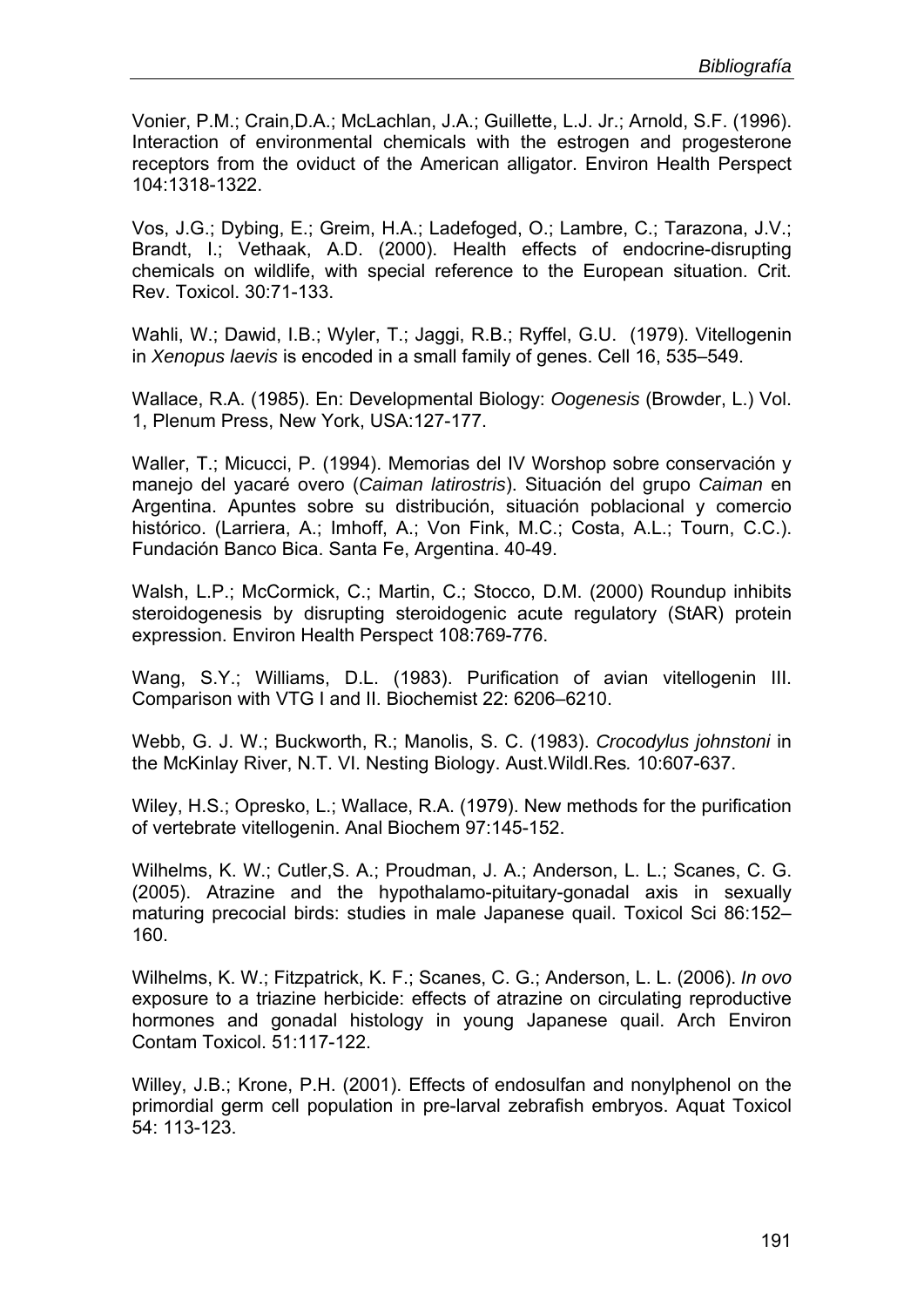Vonier, P.M.; Crain,D.A.; McLachlan, J.A.; Guillette, L.J. Jr.; Arnold, S.F. (1996). Interaction of environmental chemicals with the estrogen and progesterone receptors from the oviduct of the American alligator. Environ Health Perspect 104:1318-1322.

Vos, J.G.; Dybing, E.; Greim, H.A.; Ladefoged, O.; Lambre, C.; Tarazona, J.V.; Brandt, I.; Vethaak, A.D. (2000). Health effects of endocrine-disrupting chemicals on wildlife, with special reference to the European situation. Crit. Rev. Toxicol. 30:71-133.

Wahli, W.; Dawid, I.B.; Wyler, T.; Jaggi, R.B.; Ryffel, G.U. (1979). Vitellogenin in *Xenopus laevis* is encoded in a small family of genes. Cell 16, 535–549.

Wallace, R.A. (1985). En: Developmental Biology: *Oogenesis* (Browder, L.) Vol. 1, Plenum Press, New York, USA:127-177.

Waller, T.; Micucci, P. (1994). Memorias del IV Worshop sobre conservación y manejo del yacaré overo (*Caiman latirostris*). Situación del grupo *Caiman* en Argentina. Apuntes sobre su distribución, situación poblacional y comercio histórico. (Larriera, A.; Imhoff, A.; Von Fink, M.C.; Costa, A.L.; Tourn, C.C.). Fundación Banco Bica. Santa Fe, Argentina. 40-49.

Walsh, L.P.; McCormick, C.; Martin, C.; Stocco, D.M. (2000) Roundup inhibits steroidogenesis by disrupting steroidogenic acute regulatory (StAR) protein expression. Environ Health Perspect 108:769-776.

Wang, S.Y.; Williams, D.L. (1983). Purification of avian vitellogenin III. Comparison with VTG I and II. Biochemist 22: 6206–6210.

Webb, G. J. W.; Buckworth, R.; Manolis, S. C. (1983). *Crocodylus johnstoni* in the McKinlay River, N.T. VI. Nesting Biology. Aust.Wildl.Res*.* 10:607-637.

Wiley, H.S.; Opresko, L.; Wallace, R.A. (1979). New methods for the purification of vertebrate vitellogenin. Anal Biochem 97:145-152.

Wilhelms, K. W.; Cutler,S. A.; Proudman, J. A.; Anderson, L. L.; Scanes, C. G. (2005). Atrazine and the hypothalamo-pituitary-gonadal axis in sexually maturing precocial birds: studies in male Japanese quail. Toxicol Sci 86:152–160.

Wilhelms, K. W.; Fitzpatrick, K. F.; Scanes, C. G.; Anderson, L. L. (2006). *In ovo* exposure to a triazine herbicide: effects of atrazine on circulating reproductive hormones and gonadal histology in young Japanese quail. Arch Environ Contam Toxicol. 51:117-122.

Willey, J.B.; Krone, P.H. (2001). Effects of endosulfan and nonylphenol on the primordial germ cell population in pre-larval zebrafish embryos. Aquat Toxicol 54: 113-123.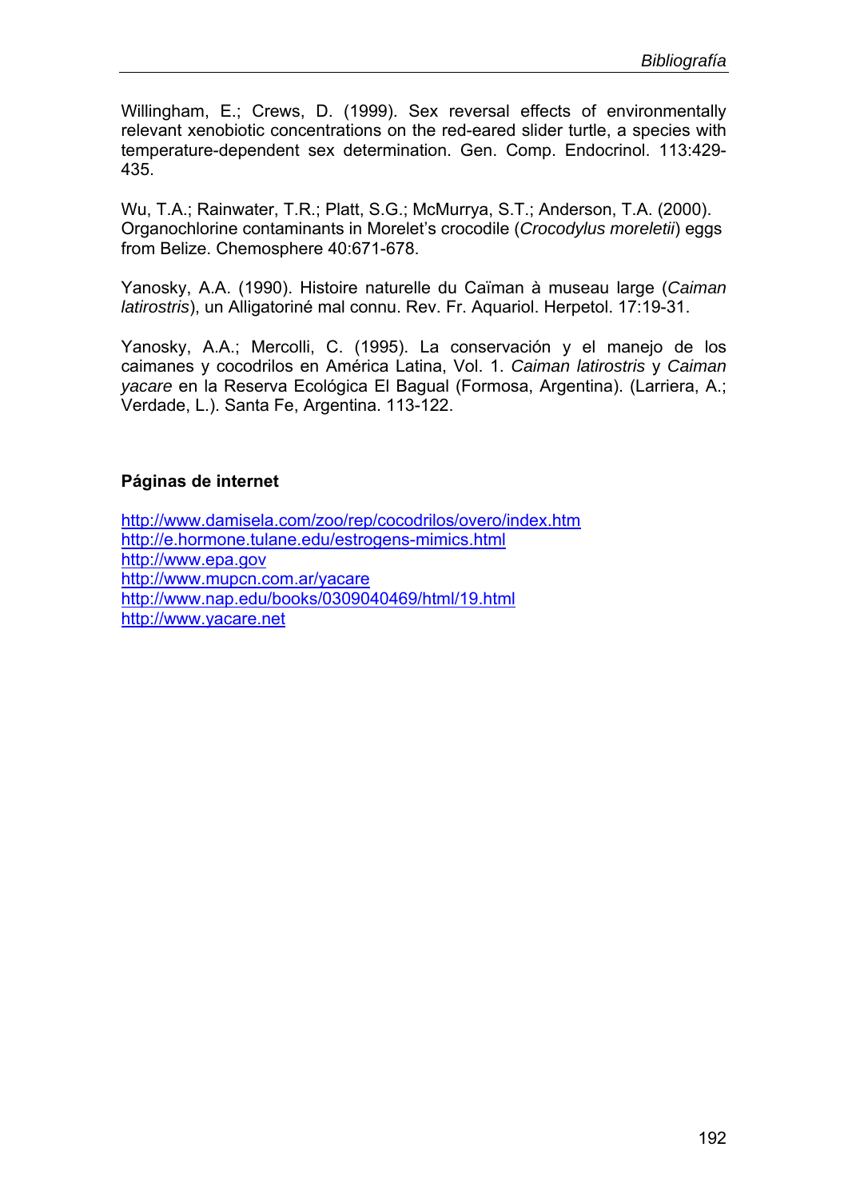Willingham, E.; Crews, D. (1999). Sex reversal effects of environmentally relevant xenobiotic concentrations on the red-eared slider turtle, a species with temperature-dependent sex determination. Gen. Comp. Endocrinol. 113:429-435.

Wu, T.A.; Rainwater, T.R.; Platt, S.G.; McMurrya, S.T.; Anderson, T.A. (2000). Organochlorine contaminants in Morelet's crocodile (*Crocodylus moreletii*) eggs from Belize. Chemosphere 40:671-678.

Yanosky, A.A. (1990). Histoire naturelle du Caïman à museau large (*Caiman latirostris*), un Alligatoriné mal connu. Rev. Fr. Aquariol. Herpetol. 17:19-31.

Yanosky, A.A.; Mercolli, C. (1995). La conservación y el manejo de los caimanes y cocodrilos en América Latina, Vol. 1. *Caiman latirostris* y *Caiman yacare* en la Reserva Ecológica El Bagual (Formosa, Argentina). (Larriera, A.; Verdade, L.). Santa Fe, Argentina. 113-122.

**Páginas de internet**

http://www.damisela.com/zoo/rep/cocodrilos/overo/index.htm
http://e.hormone.tulane.edu/estrogens-mimics.html
http://www.epa.gov
http://www.mupcn.com.ar/yacare
http://www.nap.edu/books/0309040469/html/19.html
http://www.yacare.net